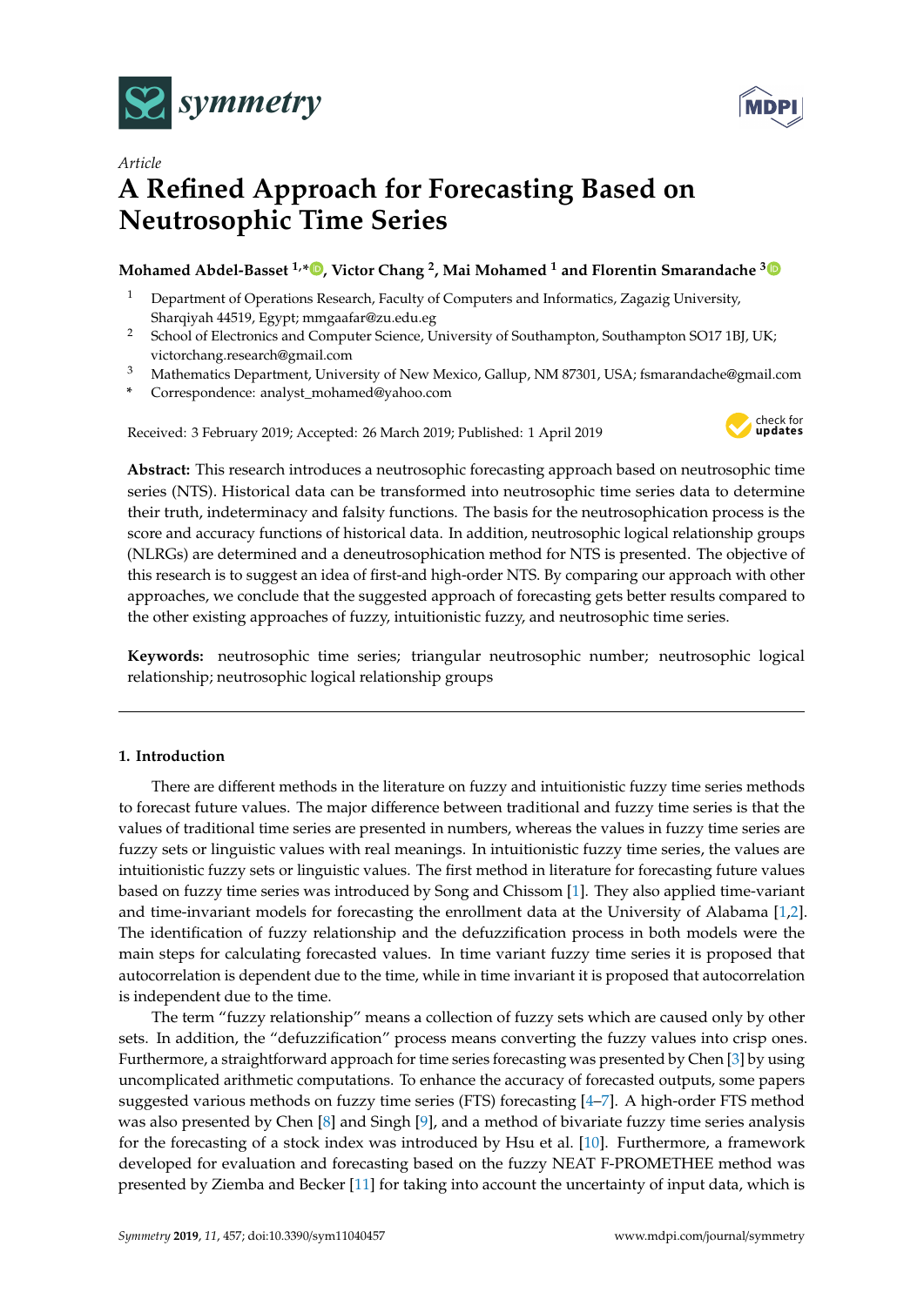*Article*

# A Refined Approach for Forecasting Based on Neutrosophic Time Series

**Mohamed Abdel-Basset [1,*], Victor Chang [2], Mai Mohamed [1] and Florentin Smarandache [3]**

[1] Department of Operations Research, Faculty of Computers and Informatics, Zagazig University, Sharqiyah 44519, Egypt; mmgaafar@zu.edu.eg

[2] School of Electronics and Computer Science, University of Southampton, Southampton SO17 1BJ, UK; victorchang.research@gmail.com

[3] Mathematics Department, University of New Mexico, Gallup, NM 87301, USA; fsmarandache@gmail.com

\* Correspondence: analyst_mohamed@yahoo.com

Received: 3 February 2019; Accepted: 26 March 2019; Published: 1 April 2019

**Abstract:** This research introduces a neutrosophic forecasting approach based on neutrosophic time series (NTS). Historical data can be transformed into neutrosophic time series data to determine their truth, indeterminacy and falsity functions. The basis for the neutrosophication process is the score and accuracy functions of historical data. In addition, neutrosophic logical relationship groups (NLRGs) are determined and a deneutrosophication method for NTS is presented. The objective of this research is to suggest an idea of first-and high-order NTS. By comparing our approach with other approaches, we conclude that the suggested approach of forecasting gets better results compared to the other existing approaches of fuzzy, intuitionistic fuzzy, and neutrosophic time series.

**Keywords:** neutrosophic time series; triangular neutrosophic number; neutrosophic logical relationship; neutrosophic logical relationship groups

## 1. Introduction

There are different methods in the literature on fuzzy and intuitionistic fuzzy time series methods to forecast future values. The major difference between traditional and fuzzy time series is that the values of traditional time series are presented in numbers, whereas the values in fuzzy time series are fuzzy sets or linguistic values with real meanings. In intuitionistic fuzzy time series, the values are intuitionistic fuzzy sets or linguistic values. The first method in literature for forecasting future values based on fuzzy time series was introduced by Song and Chissom [1]. They also applied time-variant and time-invariant models for forecasting the enrollment data at the University of Alabama [1,2]. The identification of fuzzy relationship and the defuzzification process in both models were the main steps for calculating forecasted values. In time variant fuzzy time series it is proposed that autocorrelation is dependent due to the time, while in time invariant it is proposed that autocorrelation is independent due to the time.

The term "fuzzy relationship" means a collection of fuzzy sets which are caused only by other sets. In addition, the "defuzzification" process means converting the fuzzy values into crisp ones. Furthermore, a straightforward approach for time series forecasting was presented by Chen [3] by using uncomplicated arithmetic computations. To enhance the accuracy of forecasted outputs, some papers suggested various methods on fuzzy time series (FTS) forecasting [4–7]. A high-order FTS method was also presented by Chen [8] and Singh [9], and a method of bivariate fuzzy time series analysis for the forecasting of a stock index was introduced by Hsu et al. [10]. Furthermore, a framework developed for evaluation and forecasting based on the fuzzy NEAT F-PROMETHEE method was presented by Ziemba and Becker [11] for taking into account the uncertainty of input data, which is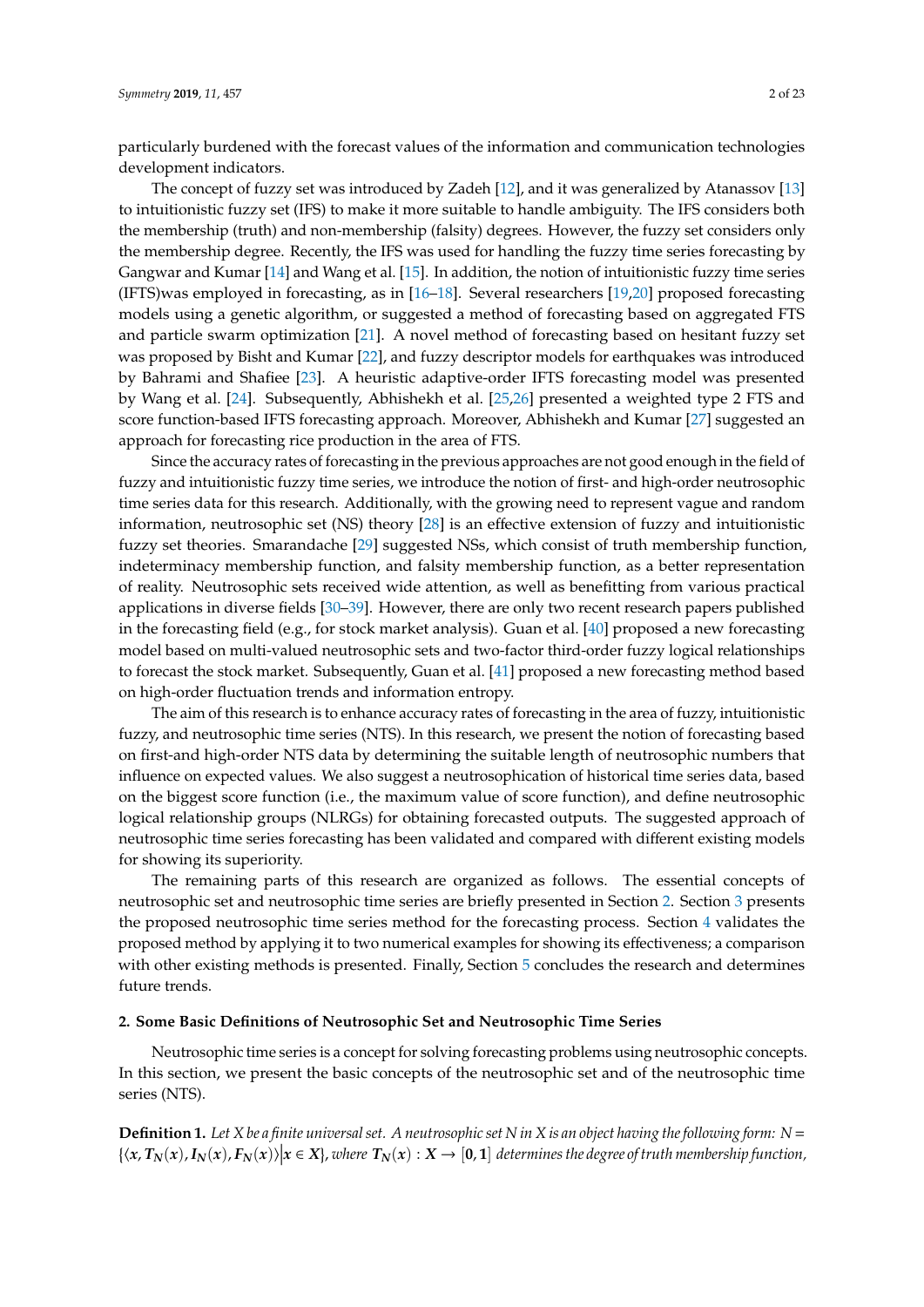particularly burdened with the forecast values of the information and communication technologies development indicators.

The concept of fuzzy set was introduced by Zadeh [12], and it was generalized by Atanassov [13] to intuitionistic fuzzy set (IFS) to make it more suitable to handle ambiguity. The IFS considers both the membership (truth) and non-membership (falsity) degrees. However, the fuzzy set considers only the membership degree. Recently, the IFS was used for handling the fuzzy time series forecasting by Gangwar and Kumar [14] and Wang et al. [15]. In addition, the notion of intuitionistic fuzzy time series (IFTS)was employed in forecasting, as in [16–18]. Several researchers [19,20] proposed forecasting models using a genetic algorithm, or suggested a method of forecasting based on aggregated FTS and particle swarm optimization [21]. A novel method of forecasting based on hesitant fuzzy set was proposed by Bisht and Kumar [22], and fuzzy descriptor models for earthquakes was introduced by Bahrami and Shafiee [23]. A heuristic adaptive-order IFTS forecasting model was presented by Wang et al. [24]. Subsequently, Abhishekh et al. [25,26] presented a weighted type 2 FTS and score function-based IFTS forecasting approach. Moreover, Abhishekh and Kumar [27] suggested an approach for forecasting rice production in the area of FTS.

Since the accuracy rates of forecasting in the previous approaches are not good enough in the field of fuzzy and intuitionistic fuzzy time series, we introduce the notion of first- and high-order neutrosophic time series data for this research. Additionally, with the growing need to represent vague and random information, neutrosophic set (NS) theory [28] is an effective extension of fuzzy and intuitionistic fuzzy set theories. Smarandache [29] suggested NSs, which consist of truth membership function, indeterminacy membership function, and falsity membership function, as a better representation of reality. Neutrosophic sets received wide attention, as well as benefitting from various practical applications in diverse fields [30–39]. However, there are only two recent research papers published in the forecasting field (e.g., for stock market analysis). Guan et al. [40] proposed a new forecasting model based on multi-valued neutrosophic sets and two-factor third-order fuzzy logical relationships to forecast the stock market. Subsequently, Guan et al. [41] proposed a new forecasting method based on high-order fluctuation trends and information entropy.

The aim of this research is to enhance accuracy rates of forecasting in the area of fuzzy, intuitionistic fuzzy, and neutrosophic time series (NTS). In this research, we present the notion of forecasting based on first-and high-order NTS data by determining the suitable length of neutrosophic numbers that influence on expected values. We also suggest a neutrosophication of historical time series data, based on the biggest score function (i.e., the maximum value of score function), and define neutrosophic logical relationship groups (NLRGs) for obtaining forecasted outputs. The suggested approach of neutrosophic time series forecasting has been validated and compared with different existing models for showing its superiority.

The remaining parts of this research are organized as follows. The essential concepts of neutrosophic set and neutrosophic time series are briefly presented in Section 2. Section 3 presents the proposed neutrosophic time series method for the forecasting process. Section 4 validates the proposed method by applying it to two numerical examples for showing its effectiveness; a comparison with other existing methods is presented. Finally, Section 5 concludes the research and determines future trends.

## 2. Some Basic Definitions of Neutrosophic Set and Neutrosophic Time Series

Neutrosophic time series is a concept for solving forecasting problems using neutrosophic concepts. In this section, we present the basic concepts of the neutrosophic set and of the neutrosophic time series (NTS).

**Definition 1.** *Let X be a finite universal set. A neutrosophic set N in X is an object having the following form:* $N = \{\langle x, T_N(x), I_N(x), F_N(x)\rangle \big| x \in X\}$, *where* $T_N(x) : X \to [0, 1]$ *determines the degree of truth membership function,*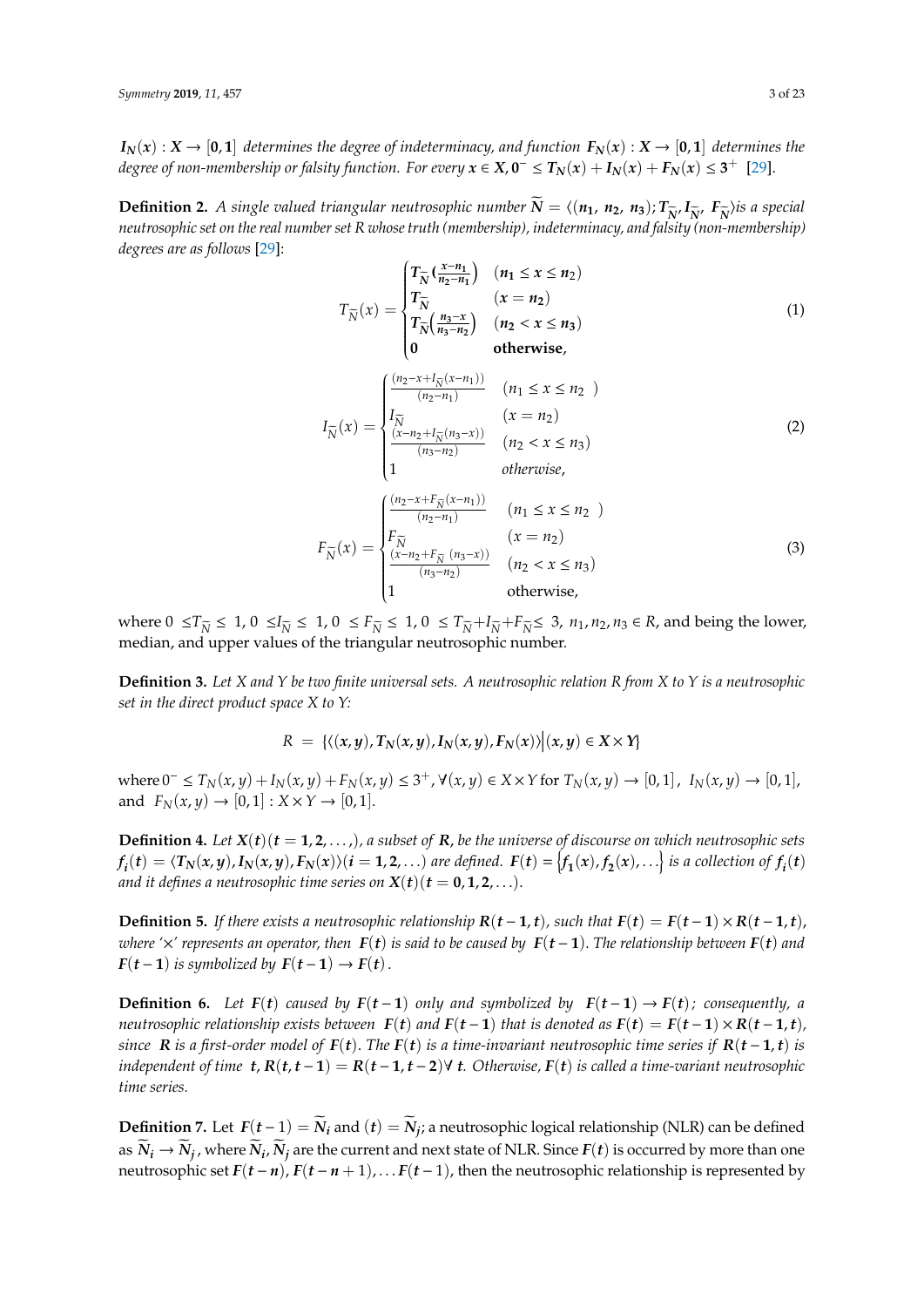$I_N(x) : X \to [0,1]$ *determines the degree of indeterminacy, and function* $F_N(x) : X \to [0,1]$ *determines the degree of non-membership or falsity function. For every* $x \in X, 0^- \le T_N(x) + I_N(x) + F_N(x) \le 3^+$ [29].

**Definition 2.** *A single valued triangular neutrosophic number* $\widetilde{N} = \langle (n_1, n_2, n_3); T_{\widetilde{N}}, I_{\widetilde{N}}, F_{\widetilde{N}} \rangle$ *is a special neutrosophic set on the real number set R whose truth (membership), indeterminacy, and falsity (non-membership) degrees are as follows* [29]:

$$T_{\widetilde{N}}(x) = \begin{cases} T_{\widetilde{N}}\left(\frac{x-n_1}{n_2-n_1}\right) & (n_1 \le x \le n_2) \\ T_{\widetilde{N}} & (x = n_2) \\ T_{\widetilde{N}}\left(\frac{n_3-x}{n_3-n_2}\right) & (n_2 < x \le n_3) \\ 0 & \text{otherwise}, \end{cases} \tag{1}$$

$$I_{\widetilde{N}}(x) = \begin{cases} \frac{(n_2 - x + I_{\widetilde{N}}(x-n_1))}{(n_2-n_1)} & (n_1 \le x \le n_2\ ) \\ I_{\widetilde{N}} & (x = n_2) \\ \frac{(x - n_2 + I_{\widetilde{N}}(n_3-x))}{(n_3-n_2)} & (n_2 < x \le n_3) \\ 1 & \text{otherwise}, \end{cases} \tag{2}$$

$$F_{\widetilde{N}}(x) = \begin{cases} \frac{(n_2 - x + F_{\widetilde{N}}(x-n_1))}{(n_2-n_1)} & (n_1 \le x \le n_2\ ) \\ F_{\widetilde{N}} & (x = n_2) \\ \frac{(x - n_2 + F_{\widetilde{N}}\ (n_3-x))}{(n_3-n_2)} & (n_2 < x \le n_3) \\ 1 & \text{otherwise}, \end{cases} \tag{3}$$

where $0 \le T_{\widetilde{N}} \le 1$, $0 \le I_{\widetilde{N}} \le 1$, $0 \le F_{\widetilde{N}} \le 1$, $0 \le T_{\widetilde{N}} + I_{\widetilde{N}} + F_{\widetilde{N}} \le 3$, $n_1, n_2, n_3 \in R$, and being the lower, median, and upper values of the triangular neutrosophic number.

**Definition 3.** *Let X and Y be two finite universal sets. A neutrosophic relation R from X to Y is a neutrosophic set in the direct product space X to Y:*

$$R = \{\langle (x,y), T_N(x,y), I_N(x,y), F_N(x) \rangle \big| (x,y) \in X \times Y\}$$

where $0^- \le T_N(x,y) + I_N(x,y) + F_N(x,y) \le 3^+, \forall (x,y) \in X \times Y$ for $T_N(x,y) \to [0,1]$, $I_N(x,y) \to [0,1]$, and $F_N(x,y) \to [0,1] : X \times Y \to [0,1]$.

**Definition 4.** *Let* $X(t)(t = 1, 2, \ldots,)$, *a subset of* $R$, *be the universe of discourse on which neutrosophic sets* $f_i(t) = \langle T_N(x,y), I_N(x,y), F_N(x) \rangle (i = 1, 2, \ldots)$ *are defined.* $F(t) = \{f_1(x), f_2(x), \ldots\}$ *is a collection of* $f_i(t)$ *and it defines a neutrosophic time series on* $X(t)(t = 0, 1, 2, \ldots)$.

**Definition 5.** *If there exists a neutrosophic relationship* $R(t-1, t)$, *such that* $F(t) = F(t-1) \times R(t-1, t)$, *where '×' represents an operator, then* $F(t)$ *is said to be caused by* $F(t-1)$. *The relationship between* $F(t)$ *and* $F(t-1)$ *is symbolized by* $F(t-1) \to F(t)$.

**Definition 6.** *Let* $F(t)$ *caused by* $F(t-1)$ *only and symbolized by* $F(t-1) \to F(t)$; *consequently, a neutrosophic relationship exists between* $F(t)$ *and* $F(t-1)$ *that is denoted as* $F(t) = F(t-1) \times R(t-1, t)$, *since* $R$ *is a first-order model of* $F(t)$. *The* $F(t)$ *is a time-invariant neutrosophic time series if* $R(t-1, t)$ *is independent of time* $t$, $R(t, t-1) = R(t-1, t-2) \forall\ t$. *Otherwise,* $F(t)$ *is called a time-variant neutrosophic time series.*

**Definition 7.** Let $F(t-1) = \widetilde{N}_i$ and $(t) = \widetilde{N}_j$; a neutrosophic logical relationship (NLR) can be defined as $\widetilde{N}_i \to \widetilde{N}_j$, where $\widetilde{N}_i, \widetilde{N}_j$ are the current and next state of NLR. Since $F(t)$ is occurred by more than one neutrosophic set $F(t-n), F(t-n+1), \ldots F(t-1)$, then the neutrosophic relationship is represented by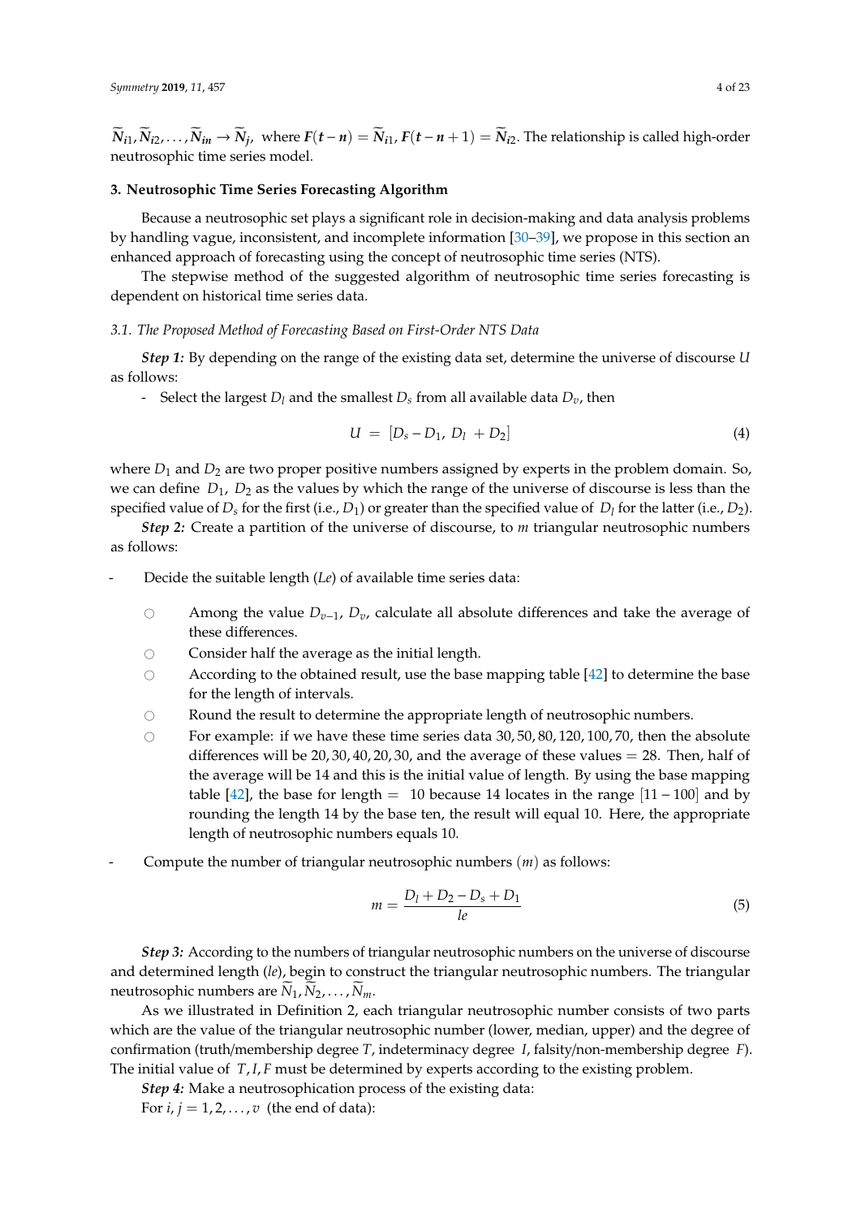$\widetilde{N}_{i1}, \widetilde{N}_{i2}, \ldots, \widetilde{N}_{in} \rightarrow \widetilde{N}_{j}$, where $\boldsymbol{F}(\boldsymbol{t}-\boldsymbol{n}) = \widetilde{N}_{i1}$, $\boldsymbol{F}(\boldsymbol{t}-\boldsymbol{n}+1) = \widetilde{N}_{i2}$. The relationship is called high-order neutrosophic time series model.

## 3. Neutrosophic Time Series Forecasting Algorithm

Because a neutrosophic set plays a significant role in decision-making and data analysis problems by handling vague, inconsistent, and incomplete information [30–39], we propose in this section an enhanced approach of forecasting using the concept of neutrosophic time series (NTS).

The stepwise method of the suggested algorithm of neutrosophic time series forecasting is dependent on historical time series data.

### 3.1. The Proposed Method of Forecasting Based on First-Order NTS Data

***Step 1:*** By depending on the range of the existing data set, determine the universe of discourse $U$ as follows:

- Select the largest $D_l$ and the smallest $D_s$ from all available data $D_v$, then

$$U = [D_s - D_1,\ D_l + D_2] \tag{4}$$

where $D_1$ and $D_2$ are two proper positive numbers assigned by experts in the problem domain. So, we can define $D_1$, $D_2$ as the values by which the range of the universe of discourse is less than the specified value of $D_s$ for the first (i.e., $D_1$) or greater than the specified value of $D_l$ for the latter (i.e., $D_2$).

***Step 2:*** Create a partition of the universe of discourse, to $m$ triangular neutrosophic numbers as follows:

- Decide the suitable length ($Le$) of available time series data:
  - Among the value $D_{v-1}$, $D_v$, calculate all absolute differences and take the average of these differences.
  - Consider half the average as the initial length.
  - According to the obtained result, use the base mapping table [42] to determine the base for the length of intervals.
  - Round the result to determine the appropriate length of neutrosophic numbers.
  - For example: if we have these time series data $30, 50, 80, 120, 100, 70$, then the absolute differences will be $20, 30, 40, 20, 30$, and the average of these values $= 28$. Then, half of the average will be 14 and this is the initial value of length. By using the base mapping table [42], the base for length $=$ 10 because 14 locates in the range $[11-100]$ and by rounding the length 14 by the base ten, the result will equal 10. Here, the appropriate length of neutrosophic numbers equals 10.
- Compute the number of triangular neutrosophic numbers ($m$) as follows:

$$m = \frac{D_l + D_2 - D_s + D_1}{le} \tag{5}$$

***Step 3:*** According to the numbers of triangular neutrosophic numbers on the universe of discourse and determined length ($le$), begin to construct the triangular neutrosophic numbers. The triangular neutrosophic numbers are $\widetilde{N}_1, \widetilde{N}_2, \ldots, \widetilde{N}_m$.

As we illustrated in Definition 2, each triangular neutrosophic number consists of two parts which are the value of the triangular neutrosophic number (lower, median, upper) and the degree of confirmation (truth/membership degree $T$, indeterminacy degree $I$, falsity/non-membership degree $F$). The initial value of $T, I, F$ must be determined by experts according to the existing problem.

***Step 4:*** Make a neutrosophication process of the existing data:

For $i, j = 1, 2, \ldots, v$ (the end of data):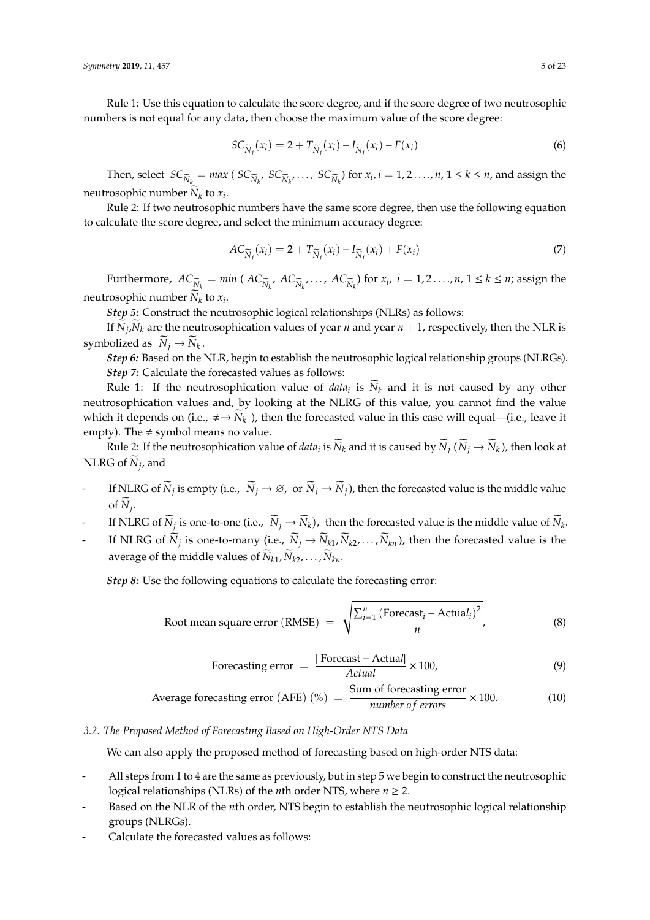Rule 1: Use this equation to calculate the score degree, and if the score degree of two neutrosophic numbers is not equal for any data, then choose the maximum value of the score degree:

$$SC_{\widetilde{N}_j}(x_i) = 2 + T_{\widetilde{N}_j}(x_i) - I_{\widetilde{N}_j}(x_i) - F(x_i) \tag{6}$$

Then, select $SC_{\widetilde{N}_k} = max\ (SC_{\widetilde{N}_k}, SC_{\widetilde{N}_k}, \ldots, SC_{\widetilde{N}_k})$ for $x_i, i = 1, 2 \ldots, n, 1 \leq k \leq n$, and assign the neutrosophic number $\widetilde{N}_k$ to $x_i$.

Rule 2: If two neutrosophic numbers have the same score degree, then use the following equation to calculate the score degree, and select the minimum accuracy degree:

$$AC_{\widetilde{N}_j}(x_i) = 2 + T_{\widetilde{N}_j}(x_i) - I_{\widetilde{N}_j}(x_i) + F(x_i) \tag{7}$$

Furthermore, $AC_{\widetilde{N}_k} = min\ (AC_{\widetilde{N}_k}, AC_{\widetilde{N}_k}, \ldots, AC_{\widetilde{N}_k})$ for $x_i,\ i = 1, 2 \ldots, n, 1 \leq k \leq n$; assign the neutrosophic number $\widetilde{N}_k$ to $x_i$.

***Step 5:*** Construct the neutrosophic logical relationships (NLRs) as follows:

If $\widetilde{N}_j$,$\widetilde{N}_k$ are the neutrosophication values of year *n* and year $n + 1$, respectively, then the NLR is symbolized as $\widetilde{N}_j \rightarrow \widetilde{N}_k$.

***Step 6:*** Based on the NLR, begin to establish the neutrosophic logical relationship groups (NLRGs).

***Step 7:*** Calculate the forecasted values as follows:

Rule 1: If the neutrosophication value of $data_i$ is $\widetilde{N}_k$ and it is not caused by any other neutrosophication values and, by looking at the NLRG of this value, you cannot find the value which it depends on (i.e., $\neq\rightarrow \widetilde{N}_k$ ), then the forecasted value in this case will equal—(i.e., leave it empty). The ≠ symbol means no value.

Rule 2: If the neutrosophication value of $data_i$ is $\widetilde{N}_k$ and it is caused by $\widetilde{N}_j$ ($\widetilde{N}_j \rightarrow \widetilde{N}_k$), then look at NLRG of $\widetilde{N}_j$, and

- If NLRG of $\widetilde{N}_j$ is empty (i.e., $\widetilde{N}_j \rightarrow \varnothing$, or $\widetilde{N}_j \rightarrow \widetilde{N}_j$), then the forecasted value is the middle value of $\widetilde{N}_j$.
- If NLRG of $\widetilde{N}_j$ is one-to-one (i.e., $\widetilde{N}_j \rightarrow \widetilde{N}_k$), then the forecasted value is the middle value of $\widetilde{N}_k$.
- If NLRG of $\widetilde{N}_j$ is one-to-many (i.e., $\widetilde{N}_j \rightarrow \widetilde{N}_{k1}, \widetilde{N}_{k2}, \ldots, \widetilde{N}_{kn}$), then the forecasted value is the average of the middle values of $\widetilde{N}_{k1}, \widetilde{N}_{k2}, \ldots, \widetilde{N}_{kn}$.

***Step 8:*** Use the following equations to calculate the forecasting error:

$$\text{Root mean square error (RMSE)} = \sqrt{\frac{\sum_{i=1}^{n} (\text{Forecast}_i - \text{Actual}_i)^2}{n}}, \tag{8}$$

$$\text{Forecasting error} = \frac{|\text{ Forecast} - \text{Actual}|}{Actual} \times 100, \tag{9}$$

$$\text{Average forecasting error (AFE) (\%)} = \frac{\text{Sum of forecasting error}}{number\ of\ errors} \times 100. \tag{10}$$

### *3.2. The Proposed Method of Forecasting Based on High-Order NTS Data*

We can also apply the proposed method of forecasting based on high-order NTS data:

- All steps from 1 to 4 are the same as previously, but in step 5 we begin to construct the neutrosophic logical relationships (NLRs) of the *n*th order NTS, where $n \geq 2$.
- Based on the NLR of the *n*th order, NTS begin to establish the neutrosophic logical relationship groups (NLRGs).
- Calculate the forecasted values as follows: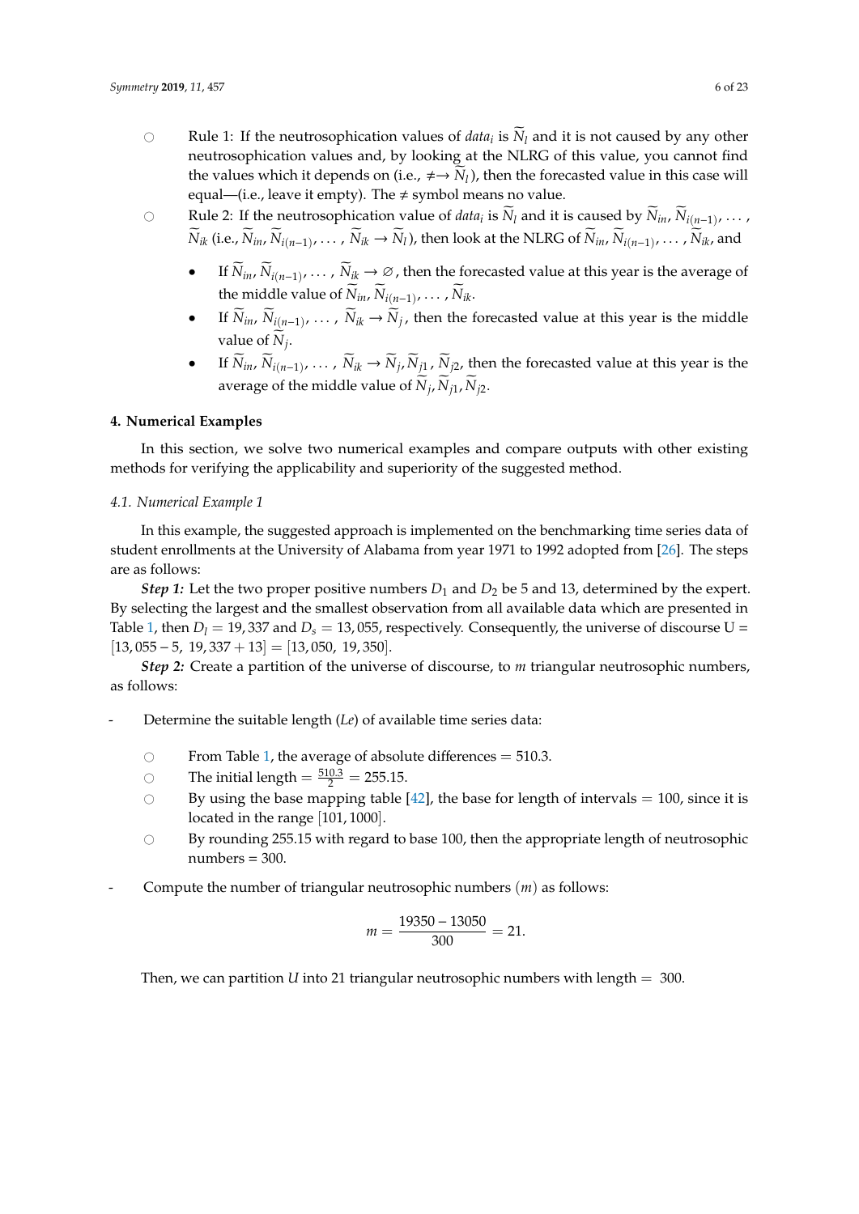- Rule 1: If the neutrosophication values of $data_i$ is $\widetilde{N}_l$ and it is not caused by any other neutrosophication values and, by looking at the NLRG of this value, you cannot find the values which it depends on (i.e., $\neq\rightarrow \widetilde{N}_l$), then the forecasted value in this case will equal—(i.e., leave it empty). The ≠ symbol means no value.
- Rule 2: If the neutrosophication value of $data_i$ is $\widetilde{N}_l$ and it is caused by $\widetilde{N}_{in}, \widetilde{N}_{i(n-1)}, \ldots, \widetilde{N}_{ik}$ (i.e., $\widetilde{N}_{in}, \widetilde{N}_{i(n-1)}, \ldots, \widetilde{N}_{ik} \rightarrow \widetilde{N}_l$), then look at the NLRG of $\widetilde{N}_{in}, \widetilde{N}_{i(n-1)}, \ldots, \widetilde{N}_{ik}$, and
  - If $\widetilde{N}_{in}, \widetilde{N}_{i(n-1)}, \ldots, \widetilde{N}_{ik} \rightarrow \varnothing$, then the forecasted value at this year is the average of the middle value of $\widetilde{N}_{in}, \widetilde{N}_{i(n-1)}, \ldots, \widetilde{N}_{ik}$.
  - If $\widetilde{N}_{in}, \widetilde{N}_{i(n-1)}, \ldots, \widetilde{N}_{ik} \rightarrow \widetilde{N}_j$, then the forecasted value at this year is the middle value of $\widetilde{N}_j$.
  - If $\widetilde{N}_{in}, \widetilde{N}_{i(n-1)}, \ldots, \widetilde{N}_{ik} \rightarrow \widetilde{N}_j, \widetilde{N}_{j1}, \widetilde{N}_{j2}$, then the forecasted value at this year is the average of the middle value of $\widetilde{N}_j, \widetilde{N}_{j1}, \widetilde{N}_{j2}$.

## 4. Numerical Examples

In this section, we solve two numerical examples and compare outputs with other existing methods for verifying the applicability and superiority of the suggested method.

### 4.1. Numerical Example 1

In this example, the suggested approach is implemented on the benchmarking time series data of student enrollments at the University of Alabama from year 1971 to 1992 adopted from [26]. The steps are as follows:

***Step 1:*** Let the two proper positive numbers $D_1$ and $D_2$ be 5 and 13, determined by the expert. By selecting the largest and the smallest observation from all available data which are presented in Table 1, then $D_l = 19,337$ and $D_s = 13,055$, respectively. Consequently, the universe of discourse U = $[13,055 - 5,\ 19,337 + 13] = [13,050,\ 19,350]$.

***Step 2:*** Create a partition of the universe of discourse, to $m$ triangular neutrosophic numbers, as follows:

- Determine the suitable length ($Le$) of available time series data:
  - From Table 1, the average of absolute differences = 510.3.
  - The initial length = $\frac{510.3}{2} = 255.15$.
  - By using the base mapping table [42], the base for length of intervals = 100, since it is located in the range $[101, 1000]$.
  - By rounding 255.15 with regard to base 100, then the appropriate length of neutrosophic numbers = 300.
- Compute the number of triangular neutrosophic numbers $(m)$ as follows:

$$m = \frac{19350 - 13050}{300} = 21.$$

Then, we can partition $U$ into 21 triangular neutrosophic numbers with length = 300.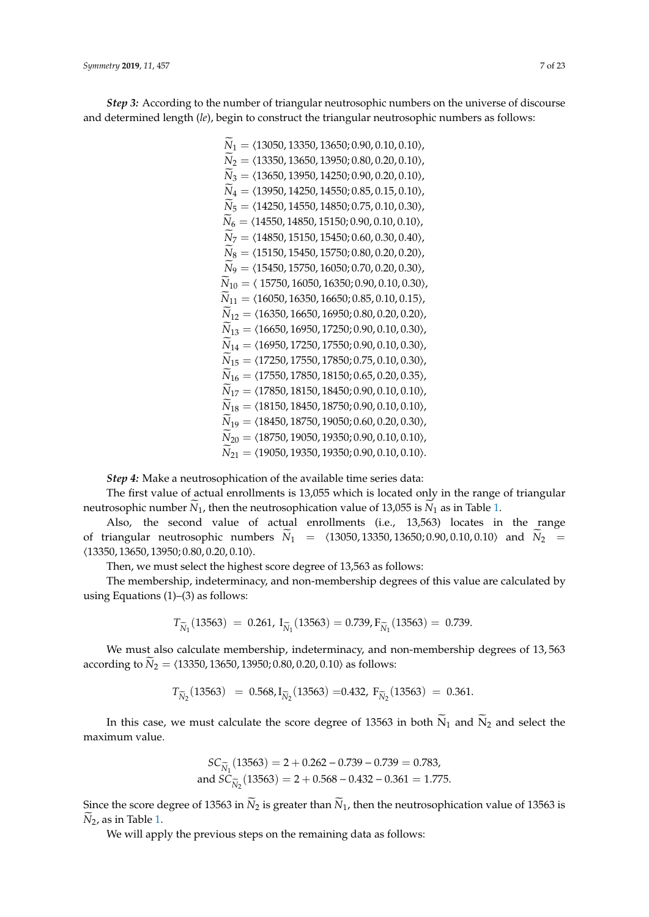***Step 3:*** According to the number of triangular neutrosophic numbers on the universe of discourse and determined length (*le*), begin to construct the triangular neutrosophic numbers as follows:

$$
\begin{aligned}
\widetilde{N}_1 &= \langle 13050, 13350, 13650; 0.90, 0.10, 0.10\rangle, \\
\widetilde{N}_2 &= \langle 13350, 13650, 13950; 0.80, 0.20, 0.10\rangle, \\
\widetilde{N}_3 &= \langle 13650, 13950, 14250; 0.90, 0.20, 0.10\rangle, \\
\widetilde{N}_4 &= \langle 13950, 14250, 14550; 0.85, 0.15, 0.10\rangle, \\
\widetilde{N}_5 &= \langle 14250, 14550, 14850; 0.75, 0.10, 0.30\rangle, \\
\widetilde{N}_6 &= \langle 14550, 14850, 15150; 0.90, 0.10, 0.10\rangle, \\
\widetilde{N}_7 &= \langle 14850, 15150, 15450; 0.60, 0.30, 0.40\rangle, \\
\widetilde{N}_8 &= \langle 15150, 15450, 15750; 0.80, 0.20, 0.20\rangle, \\
\widetilde{N}_9 &= \langle 15450, 15750, 16050; 0.70, 0.20, 0.30\rangle, \\
\widetilde{N}_{10} &= \langle 15750, 16050, 16350; 0.90, 0.10, 0.30\rangle, \\
\widetilde{N}_{11} &= \langle 16050, 16350, 16650; 0.85, 0.10, 0.15\rangle, \\
\widetilde{N}_{12} &= \langle 16350, 16650, 16950; 0.80, 0.20, 0.20\rangle, \\
\widetilde{N}_{13} &= \langle 16650, 16950, 17250; 0.90, 0.10, 0.30\rangle, \\
\widetilde{N}_{14} &= \langle 16950, 17250, 17550; 0.90, 0.10, 0.30\rangle, \\
\widetilde{N}_{15} &= \langle 17250, 17550, 17850; 0.75, 0.10, 0.30\rangle, \\
\widetilde{N}_{16} &= \langle 17550, 17850, 18150; 0.65, 0.20, 0.35\rangle, \\
\widetilde{N}_{17} &= \langle 17850, 18150, 18450; 0.90, 0.10, 0.10\rangle, \\
\widetilde{N}_{18} &= \langle 18150, 18450, 18750; 0.90, 0.10, 0.10\rangle, \\
\widetilde{N}_{19} &= \langle 18450, 18750, 19050; 0.60, 0.20, 0.30\rangle, \\
\widetilde{N}_{20} &= \langle 18750, 19050, 19350; 0.90, 0.10, 0.10\rangle, \\
\widetilde{N}_{21} &= \langle 19050, 19350, 19350; 0.90, 0.10, 0.10\rangle.
\end{aligned}
$$

***Step 4:*** Make a neutrosophication of the available time series data:

The first value of actual enrollments is 13,055 which is located only in the range of triangular neutrosophic number $\widetilde{N}_1$, then the neutrosophication value of 13,055 is $\widetilde{N}_1$ as in Table 1.

Also, the second value of actual enrollments (i.e., 13,563) locates in the range of triangular neutrosophic numbers $\widetilde{N}_1 = \langle 13050, 13350, 13650; 0.90, 0.10, 0.10\rangle$ and $\widetilde{N}_2 = \langle 13350, 13650, 13950; 0.80, 0.20, 0.10\rangle$.

Then, we must select the highest score degree of 13,563 as follows:

The membership, indeterminacy, and non-membership degrees of this value are calculated by using Equations (1)–(3) as follows:

$$T_{\widetilde{N}_1}(13563) = 0.261,\ I_{\widetilde{N}_1}(13563) = 0.739, F_{\widetilde{N}_1}(13563) = 0.739.$$

We must also calculate membership, indeterminacy, and non-membership degrees of 13,563 according to $\widetilde{N}_2 = \langle 13350, 13650, 13950; 0.80, 0.20, 0.10\rangle$ as follows:

$$T_{\widetilde{N}_2}(13563) = 0.568, I_{\widetilde{N}_2}(13563) = 0.432,\ F_{\widetilde{N}_2}(13563) = 0.361.$$

In this case, we must calculate the score degree of 13563 in both $\widetilde{N}_1$ and $\widetilde{N}_2$ and select the maximum value.

$$
\begin{aligned}
&SC_{\widetilde{N}_1}(13563) = 2 + 0.262 - 0.739 - 0.739 = 0.783, \\
&\text{and } SC_{\widetilde{N}_2}(13563) = 2 + 0.568 - 0.432 - 0.361 = 1.775.
\end{aligned}
$$

Since the score degree of 13563 in $\widetilde{N}_2$ is greater than $\widetilde{N}_1$, then the neutrosophication value of 13563 is $\widetilde{N}_2$, as in Table 1.

We will apply the previous steps on the remaining data as follows: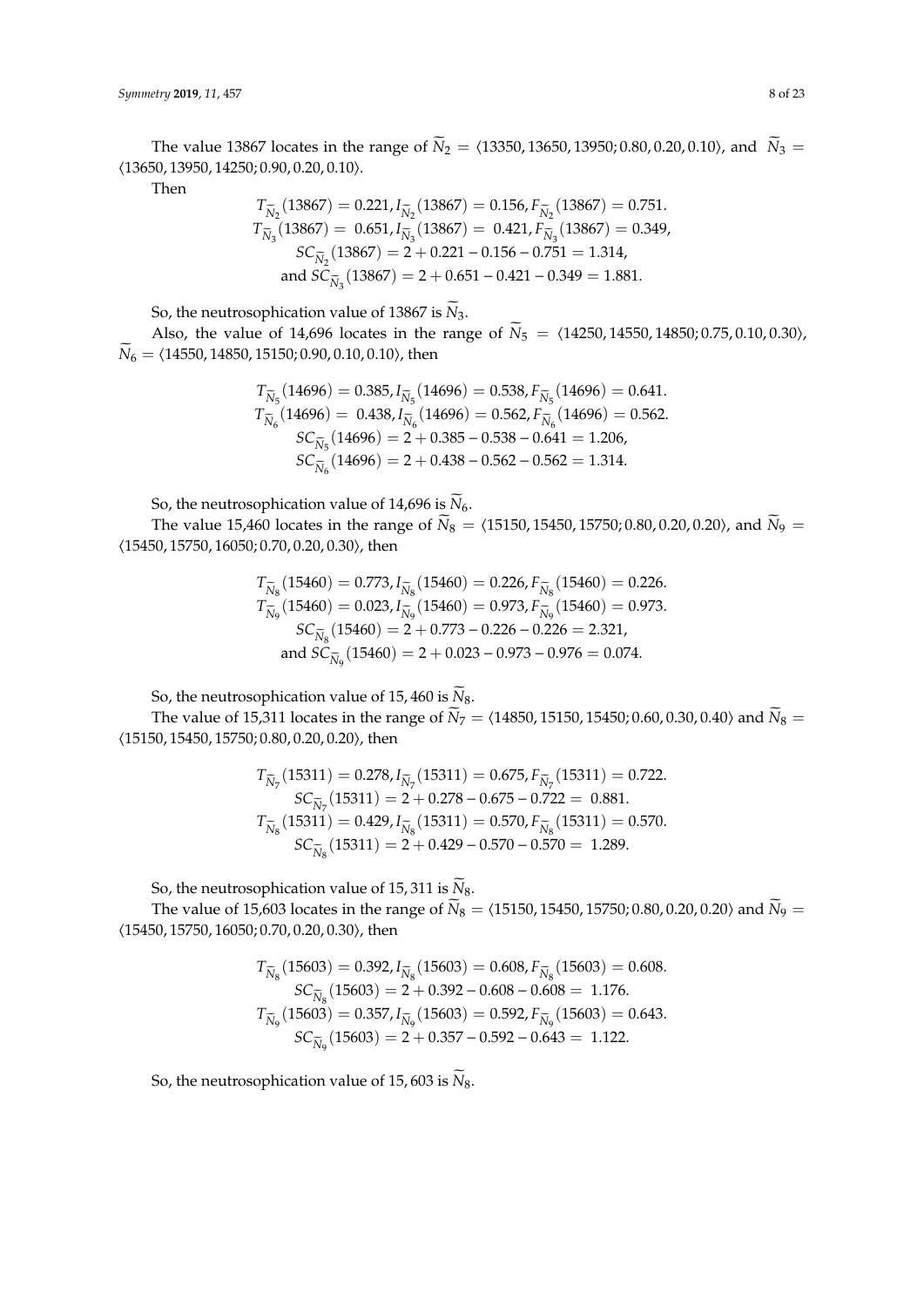The value 13867 locates in the range of $\widetilde{N}_2 = \langle 13350, 13650, 13950; 0.80, 0.20, 0.10 \rangle$, and $\widetilde{N}_3 = \langle 13650, 13950, 14250; 0.90, 0.20, 0.10 \rangle$.

Then

$$T_{\widetilde{N}_2}(13867) = 0.221, I_{\widetilde{N}_2}(13867) = 0.156, F_{\widetilde{N}_2}(13867) = 0.751.$$
$$T_{\widetilde{N}_3}(13867) = 0.651, I_{\widetilde{N}_3}(13867) = 0.421, F_{\widetilde{N}_3}(13867) = 0.349,$$
$$SC_{\widetilde{N}_2}(13867) = 2 + 0.221 - 0.156 - 0.751 = 1.314,$$
$$\text{and } SC_{\widetilde{N}_3}(13867) = 2 + 0.651 - 0.421 - 0.349 = 1.881.$$

So, the neutrosophication value of 13867 is $\widetilde{N}_3$.

Also, the value of 14,696 locates in the range of $\widetilde{N}_5 = \langle 14250, 14550, 14850; 0.75, 0.10, 0.30 \rangle$, $\widetilde{N}_6 = \langle 14550, 14850, 15150; 0.90, 0.10, 0.10 \rangle$, then

$$T_{\widetilde{N}_5}(14696) = 0.385, I_{\widetilde{N}_5}(14696) = 0.538, F_{\widetilde{N}_5}(14696) = 0.641.$$
$$T_{\widetilde{N}_6}(14696) = 0.438, I_{\widetilde{N}_6}(14696) = 0.562, F_{\widetilde{N}_6}(14696) = 0.562.$$
$$SC_{\widetilde{N}_5}(14696) = 2 + 0.385 - 0.538 - 0.641 = 1.206,$$
$$SC_{\widetilde{N}_6}(14696) = 2 + 0.438 - 0.562 - 0.562 = 1.314.$$

So, the neutrosophication value of 14,696 is $\widetilde{N}_6$.

The value 15,460 locates in the range of $\widetilde{N}_8 = \langle 15150, 15450, 15750; 0.80, 0.20, 0.20 \rangle$, and $\widetilde{N}_9 = \langle 15450, 15750, 16050; 0.70, 0.20, 0.30 \rangle$, then

$$T_{\widetilde{N}_8}(15460) = 0.773, I_{\widetilde{N}_8}(15460) = 0.226, F_{\widetilde{N}_8}(15460) = 0.226.$$
$$T_{\widetilde{N}_9}(15460) = 0.023, I_{\widetilde{N}_9}(15460) = 0.973, F_{\widetilde{N}_9}(15460) = 0.973.$$
$$SC_{\widetilde{N}_8}(15460) = 2 + 0.773 - 0.226 - 0.226 = 2.321,$$
$$\text{and } SC_{\widetilde{N}_9}(15460) = 2 + 0.023 - 0.973 - 0.976 = 0.074.$$

So, the neutrosophication value of 15,460 is $\widetilde{N}_8$.

The value of 15,311 locates in the range of $\widetilde{N}_7 = \langle 14850, 15150, 15450; 0.60, 0.30, 0.40 \rangle$ and $\widetilde{N}_8 = \langle 15150, 15450, 15750; 0.80, 0.20, 0.20 \rangle$, then

$$T_{\widetilde{N}_7}(15311) = 0.278, I_{\widetilde{N}_7}(15311) = 0.675, F_{\widetilde{N}_7}(15311) = 0.722.$$
$$SC_{\widetilde{N}_7}(15311) = 2 + 0.278 - 0.675 - 0.722 = 0.881.$$
$$T_{\widetilde{N}_8}(15311) = 0.429, I_{\widetilde{N}_8}(15311) = 0.570, F_{\widetilde{N}_8}(15311) = 0.570.$$
$$SC_{\widetilde{N}_8}(15311) = 2 + 0.429 - 0.570 - 0.570 = 1.289.$$

So, the neutrosophication value of 15,311 is $\widetilde{N}_8$.

The value of 15,603 locates in the range of $\widetilde{N}_8 = \langle 15150, 15450, 15750; 0.80, 0.20, 0.20 \rangle$ and $\widetilde{N}_9 = \langle 15450, 15750, 16050; 0.70, 0.20, 0.30 \rangle$, then

$$T_{\widetilde{N}_8}(15603) = 0.392, I_{\widetilde{N}_8}(15603) = 0.608, F_{\widetilde{N}_8}(15603) = 0.608.$$
$$SC_{\widetilde{N}_8}(15603) = 2 + 0.392 - 0.608 - 0.608 = 1.176.$$
$$T_{\widetilde{N}_9}(15603) = 0.357, I_{\widetilde{N}_9}(15603) = 0.592, F_{\widetilde{N}_9}(15603) = 0.643.$$
$$SC_{\widetilde{N}_9}(15603) = 2 + 0.357 - 0.592 - 0.643 = 1.122.$$

So, the neutrosophication value of 15,603 is $\widetilde{N}_8$.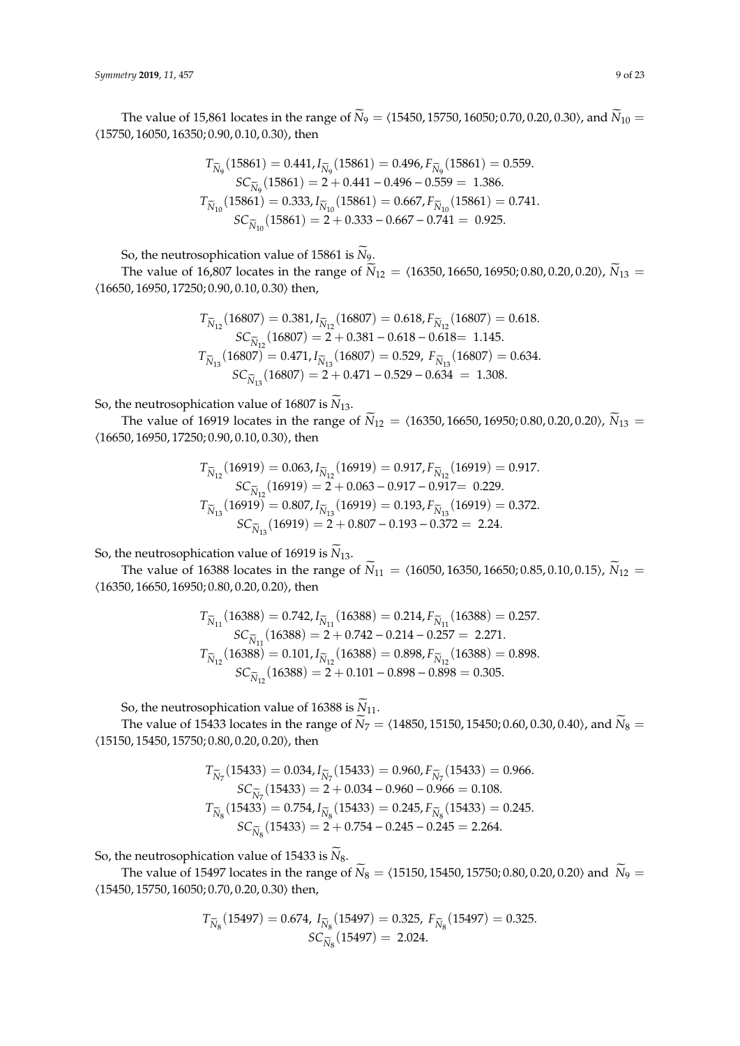The value of 15,861 locates in the range of $\widetilde{N}_9 = \langle 15450, 15750, 16050; 0.70, 0.20, 0.30\rangle$, and $\widetilde{N}_{10} = \langle 15750, 16050, 16350; 0.90, 0.10, 0.30\rangle$, then

$$T_{\widetilde{N}_9}(15861) = 0.441, I_{\widetilde{N}_9}(15861) = 0.496, F_{\widetilde{N}_9}(15861) = 0.559.$$
$$SC_{\widetilde{N}_9}(15861) = 2 + 0.441 - 0.496 - 0.559 = 1.386.$$
$$T_{\widetilde{N}_{10}}(15861) = 0.333, I_{\widetilde{N}_{10}}(15861) = 0.667, F_{\widetilde{N}_{10}}(15861) = 0.741.$$
$$SC_{\widetilde{N}_{10}}(15861) = 2 + 0.333 - 0.667 - 0.741 = 0.925.$$

So, the neutrosophication value of 15861 is $\widetilde{N}_9$.

The value of 16,807 locates in the range of $\widetilde{N}_{12} = \langle 16350, 16650, 16950; 0.80, 0.20, 0.20\rangle$, $\widetilde{N}_{13} = \langle 16650, 16950, 17250; 0.90, 0.10, 0.30\rangle$ then,

$$T_{\widetilde{N}_{12}}(16807) = 0.381, I_{\widetilde{N}_{12}}(16807) = 0.618, F_{\widetilde{N}_{12}}(16807) = 0.618.$$
$$SC_{\widetilde{N}_{12}}(16807) = 2 + 0.381 - 0.618 - 0.618 = 1.145.$$
$$T_{\widetilde{N}_{13}}(16807) = 0.471, I_{\widetilde{N}_{13}}(16807) = 0.529, F_{\widetilde{N}_{13}}(16807) = 0.634.$$
$$SC_{\widetilde{N}_{13}}(16807) = 2 + 0.471 - 0.529 - 0.634 = 1.308.$$

So, the neutrosophication value of 16807 is $\widetilde{N}_{13}$.

The value of 16919 locates in the range of $\widetilde{N}_{12} = \langle 16350, 16650, 16950; 0.80, 0.20, 0.20\rangle$, $\widetilde{N}_{13} = \langle 16650, 16950, 17250; 0.90, 0.10, 0.30\rangle$, then

$$T_{\widetilde{N}_{12}}(16919) = 0.063, I_{\widetilde{N}_{12}}(16919) = 0.917, F_{\widetilde{N}_{12}}(16919) = 0.917.$$
$$SC_{\widetilde{N}_{12}}(16919) = 2 + 0.063 - 0.917 - 0.917 = 0.229.$$
$$T_{\widetilde{N}_{13}}(16919) = 0.807, I_{\widetilde{N}_{13}}(16919) = 0.193, F_{\widetilde{N}_{13}}(16919) = 0.372.$$
$$SC_{\widetilde{N}_{13}}(16919) = 2 + 0.807 - 0.193 - 0.372 = 2.24.$$

So, the neutrosophication value of 16919 is $\widetilde{N}_{13}$.

The value of 16388 locates in the range of $\widetilde{N}_{11} = \langle 16050, 16350, 16650; 0.85, 0.10, 0.15\rangle$, $\widetilde{N}_{12} = \langle 16350, 16650, 16950; 0.80, 0.20, 0.20\rangle$, then

$$T_{\widetilde{N}_{11}}(16388) = 0.742, I_{\widetilde{N}_{11}}(16388) = 0.214, F_{\widetilde{N}_{11}}(16388) = 0.257.$$
$$SC_{\widetilde{N}_{11}}(16388) = 2 + 0.742 - 0.214 - 0.257 = 2.271.$$
$$T_{\widetilde{N}_{12}}(16388) = 0.101, I_{\widetilde{N}_{12}}(16388) = 0.898, F_{\widetilde{N}_{12}}(16388) = 0.898.$$
$$SC_{\widetilde{N}_{12}}(16388) = 2 + 0.101 - 0.898 - 0.898 = 0.305.$$

So, the neutrosophication value of 16388 is $\widetilde{N}_{11}$.

The value of 15433 locates in the range of $\widetilde{N}_7 = \langle 14850, 15150, 15450; 0.60, 0.30, 0.40\rangle$, and $\widetilde{N}_8 = \langle 15150, 15450, 15750; 0.80, 0.20, 0.20\rangle$, then

$$T_{\widetilde{N}_7}(15433) = 0.034, I_{\widetilde{N}_7}(15433) = 0.960, F_{\widetilde{N}_7}(15433) = 0.966.$$
$$SC_{\widetilde{N}_7}(15433) = 2 + 0.034 - 0.960 - 0.966 = 0.108.$$
$$T_{\widetilde{N}_8}(15433) = 0.754, I_{\widetilde{N}_8}(15433) = 0.245, F_{\widetilde{N}_8}(15433) = 0.245.$$
$$SC_{\widetilde{N}_8}(15433) = 2 + 0.754 - 0.245 - 0.245 = 2.264.$$

So, the neutrosophication value of 15433 is $\widetilde{N}_8$.

The value of 15497 locates in the range of $\widetilde{N}_8 = \langle 15150, 15450, 15750; 0.80, 0.20, 0.20\rangle$ and $\widetilde{N}_9 = \langle 15450, 15750, 16050; 0.70, 0.20, 0.30\rangle$ then,

$$T_{\widetilde{N}_8}(15497) = 0.674,\ I_{\widetilde{N}_8}(15497) = 0.325,\ F_{\widetilde{N}_8}(15497) = 0.325.$$
$$SC_{\widetilde{N}_8}(15497) = 2.024.$$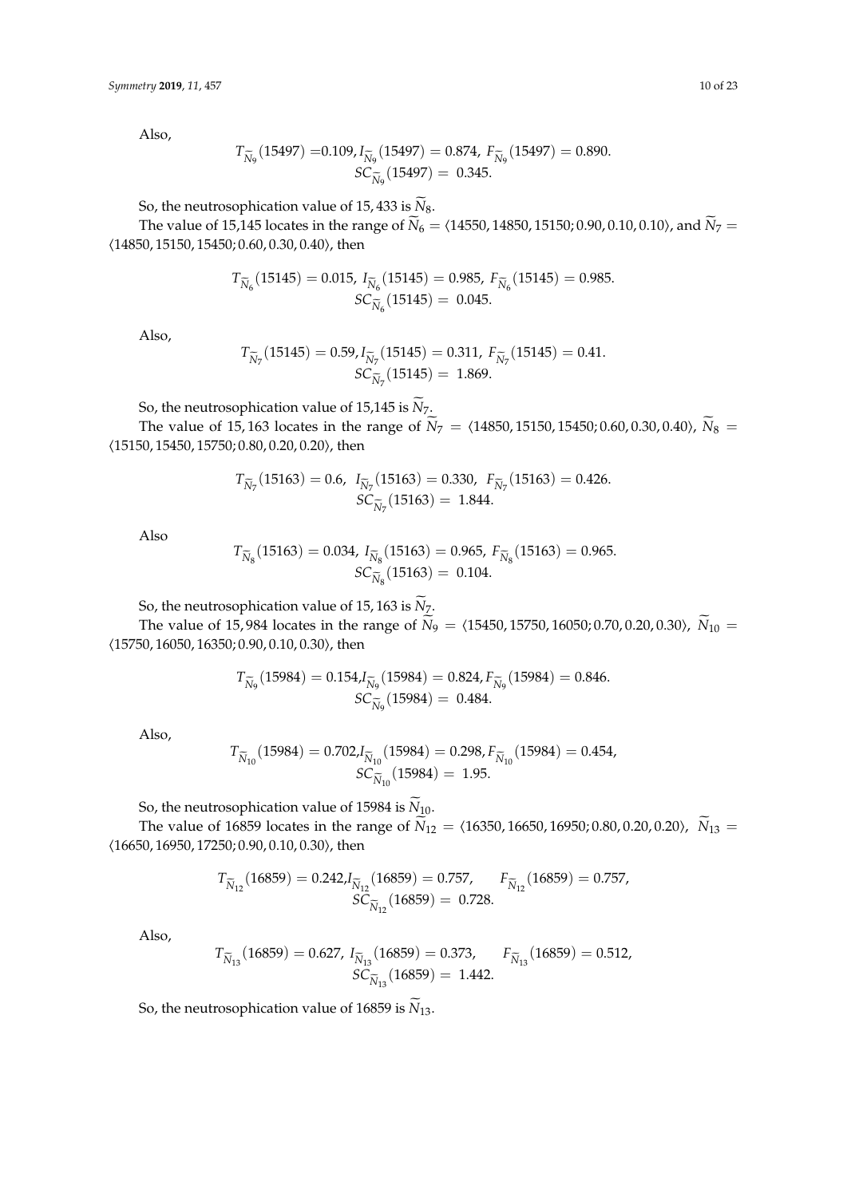Also,

$$T_{\widetilde{N}_9}(15497) = 0.109, I_{\widetilde{N}_9}(15497) = 0.874,\ F_{\widetilde{N}_9}(15497) = 0.890.$$
$$SC_{\widetilde{N}_9}(15497) = \ 0.345.$$

So, the neutrosophication value of 15,433 is $\widetilde{N}_8$.

The value of 15,145 locates in the range of $\widetilde{N}_6 = \langle 14550, 14850, 15150; 0.90, 0.10, 0.10 \rangle$, and $\widetilde{N}_7 = \langle 14850, 15150, 15450; 0.60, 0.30, 0.40 \rangle$, then

$$T_{\widetilde{N}_6}(15145) = 0.015,\ I_{\widetilde{N}_6}(15145) = 0.985,\ F_{\widetilde{N}_6}(15145) = 0.985.$$
$$SC_{\widetilde{N}_6}(15145) = \ 0.045.$$

Also,

$$T_{\widetilde{N}_7}(15145) = 0.59, I_{\widetilde{N}_7}(15145) = 0.311,\ F_{\widetilde{N}_7}(15145) = 0.41.$$
$$SC_{\widetilde{N}_7}(15145) = \ 1.869.$$

So, the neutrosophication value of 15,145 is $\widetilde{N}_7$.

The value of 15,163 locates in the range of $\widetilde{N}_7 = \langle 14850, 15150, 15450; 0.60, 0.30, 0.40 \rangle$, $\widetilde{N}_8 = \langle 15150, 15450, 15750; 0.80, 0.20, 0.20 \rangle$, then

$$T_{\widetilde{N}_7}(15163) = 0.6,\ \ I_{\widetilde{N}_7}(15163) = 0.330,\ \ F_{\widetilde{N}_7}(15163) = 0.426.$$
$$SC_{\widetilde{N}_7}(15163) = \ 1.844.$$

Also

$$T_{\widetilde{N}_8}(15163) = 0.034,\ I_{\widetilde{N}_8}(15163) = 0.965,\ F_{\widetilde{N}_8}(15163) = 0.965.$$
$$SC_{\widetilde{N}_8}(15163) = \ 0.104.$$

So, the neutrosophication value of 15,163 is $\widetilde{N}_7$.

The value of 15,984 locates in the range of $\widetilde{N}_9 = \langle 15450, 15750, 16050; 0.70, 0.20, 0.30 \rangle$, $\widetilde{N}_{10} = \langle 15750, 16050, 16350; 0.90, 0.10, 0.30 \rangle$, then

$$T_{\widetilde{N}_9}(15984) = 0.154, I_{\widetilde{N}_9}(15984) = 0.824, F_{\widetilde{N}_9}(15984) = 0.846.$$
$$SC_{\widetilde{N}_9}(15984) = \ 0.484.$$

Also,

$$T_{\widetilde{N}_{10}}(15984) = 0.702, I_{\widetilde{N}_{10}}(15984) = 0.298, F_{\widetilde{N}_{10}}(15984) = 0.454,$$
$$SC_{\widetilde{N}_{10}}(15984) = \ 1.95.$$

So, the neutrosophication value of 15984 is $\widetilde{N}_{10}$.

The value of 16859 locates in the range of $\widetilde{N}_{12} = \langle 16350, 16650, 16950; 0.80, 0.20, 0.20 \rangle$, $\widetilde{N}_{13} = \langle 16650, 16950, 17250; 0.90, 0.10, 0.30 \rangle$, then

$$T_{\widetilde{N}_{12}}(16859) = 0.242, I_{\widetilde{N}_{12}}(16859) = 0.757, \qquad F_{\widetilde{N}_{12}}(16859) = 0.757,$$
$$SC_{\widetilde{N}_{12}}(16859) = \ 0.728.$$

Also,

$$T_{\widetilde{N}_{13}}(16859) = 0.627,\ I_{\widetilde{N}_{13}}(16859) = 0.373, \qquad F_{\widetilde{N}_{13}}(16859) = 0.512,$$
$$SC_{\widetilde{N}_{13}}(16859) = \ 1.442.$$

So, the neutrosophication value of 16859 is $\widetilde{N}_{13}$.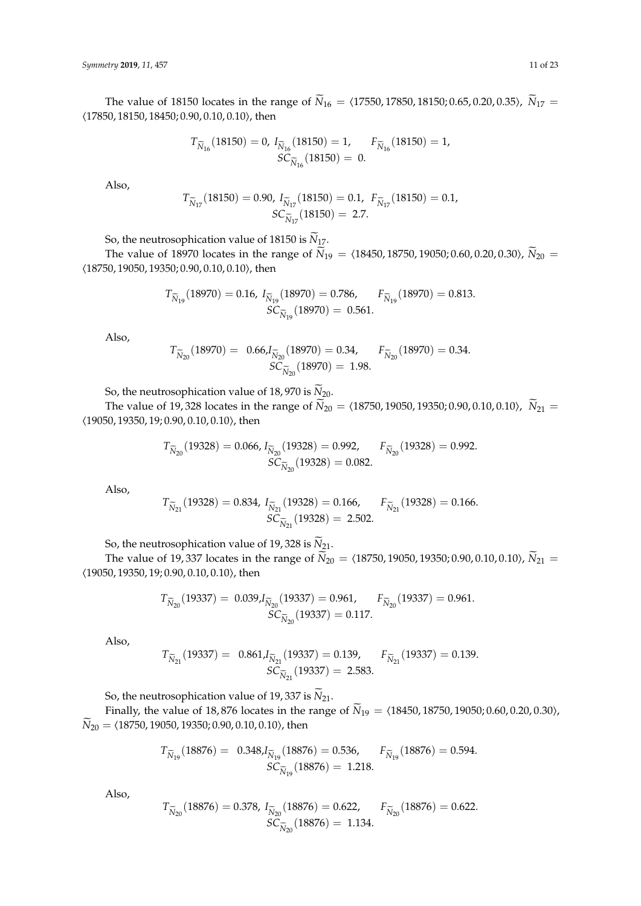The value of 18150 locates in the range of $\widetilde{N}_{16} = \langle 17550, 17850, 18150; 0.65, 0.20, 0.35\rangle$, $\widetilde{N}_{17} = \langle 17850, 18150, 18450; 0.90, 0.10, 0.10\rangle$, then

$$T_{\widetilde{N}_{16}}(18150) = 0,\ I_{\widetilde{N}_{16}}(18150) = 1, \quad F_{\widetilde{N}_{16}}(18150) = 1,$$
$$SC_{\widetilde{N}_{16}}(18150) = 0.$$

Also,

$$T_{\widetilde{N}_{17}}(18150) = 0.90,\ I_{\widetilde{N}_{17}}(18150) = 0.1,\ F_{\widetilde{N}_{17}}(18150) = 0.1,$$
$$SC_{\widetilde{N}_{17}}(18150) = 2.7.$$

So, the neutrosophication value of 18150 is $\widetilde{N}_{17}$.

The value of 18970 locates in the range of $\widetilde{N}_{19} = \langle 18450, 18750, 19050; 0.60, 0.20, 0.30\rangle$, $\widetilde{N}_{20} = \langle 18750, 19050, 19350; 0.90, 0.10, 0.10\rangle$, then

$$T_{\widetilde{N}_{19}}(18970) = 0.16,\ I_{\widetilde{N}_{19}}(18970) = 0.786, \quad F_{\widetilde{N}_{19}}(18970) = 0.813.$$
$$SC_{\widetilde{N}_{19}}(18970) = 0.561.$$

Also,

$$T_{\widetilde{N}_{20}}(18970) = 0.66, I_{\widetilde{N}_{20}}(18970) = 0.34, \quad F_{\widetilde{N}_{20}}(18970) = 0.34.$$
$$SC_{\widetilde{N}_{20}}(18970) = 1.98.$$

So, the neutrosophication value of 18, 970 is $\widetilde{N}_{20}$.

The value of 19, 328 locates in the range of $\widetilde{N}_{20} = \langle 18750, 19050, 19350; 0.90, 0.10, 0.10\rangle$, $\widetilde{N}_{21} = \langle 19050, 19350, 19; 0.90, 0.10, 0.10\rangle$, then

$$T_{\widetilde{N}_{20}}(19328) = 0.066,\ I_{\widetilde{N}_{20}}(19328) = 0.992, \quad F_{\widetilde{N}_{20}}(19328) = 0.992.$$
$$SC_{\widetilde{N}_{20}}(19328) = 0.082.$$

Also,

$$T_{\widetilde{N}_{21}}(19328) = 0.834,\ I_{\widetilde{N}_{21}}(19328) = 0.166, \quad F_{\widetilde{N}_{21}}(19328) = 0.166.$$
$$SC_{\widetilde{N}_{21}}(19328) = 2.502.$$

So, the neutrosophication value of 19, 328 is $\widetilde{N}_{21}$.

The value of 19, 337 locates in the range of $\widetilde{N}_{20} = \langle 18750, 19050, 19350; 0.90, 0.10, 0.10\rangle$, $\widetilde{N}_{21} = \langle 19050, 19350, 19; 0.90, 0.10, 0.10\rangle$, then

$$T_{\widetilde{N}_{20}}(19337) = 0.039, I_{\widetilde{N}_{20}}(19337) = 0.961, \quad F_{\widetilde{N}_{20}}(19337) = 0.961.$$
$$SC_{\widetilde{N}_{20}}(19337) = 0.117.$$

Also,

$$T_{\widetilde{N}_{21}}(19337) = 0.861, I_{\widetilde{N}_{21}}(19337) = 0.139, \quad F_{\widetilde{N}_{21}}(19337) = 0.139.$$
$$SC_{\widetilde{N}_{21}}(19337) = 2.583.$$

So, the neutrosophication value of 19, 337 is $\widetilde{N}_{21}$.

Finally, the value of 18, 876 locates in the range of $\widetilde{N}_{19} = \langle 18450, 18750, 19050; 0.60, 0.20, 0.30\rangle$, $\widetilde{N}_{20} = \langle 18750, 19050, 19350; 0.90, 0.10, 0.10\rangle$, then

$$T_{\widetilde{N}_{19}}(18876) = 0.348, I_{\widetilde{N}_{19}}(18876) = 0.536, \quad F_{\widetilde{N}_{19}}(18876) = 0.594.$$
$$SC_{\widetilde{N}_{19}}(18876) = 1.218.$$

Also,

$$T_{\widetilde{N}_{20}}(18876) = 0.378,\ I_{\widetilde{N}_{20}}(18876) = 0.622, \quad F_{\widetilde{N}_{20}}(18876) = 0.622.$$
$$SC_{\widetilde{N}_{20}}(18876) = 1.134.$$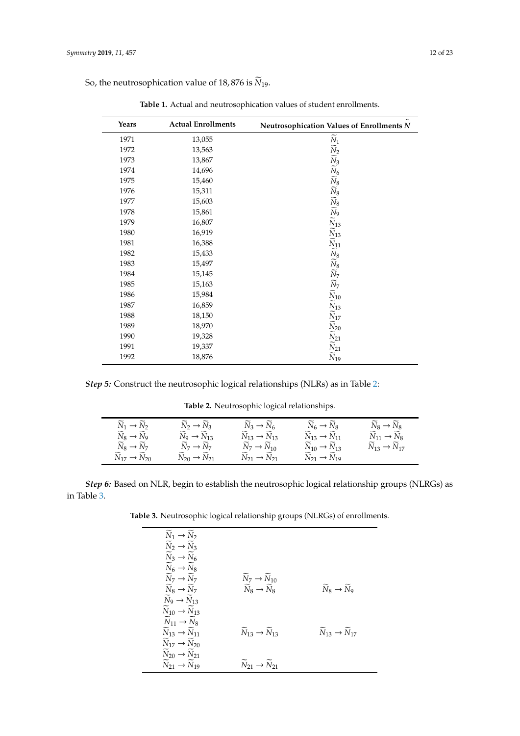So, the neutrosophication value of 18, 876 is $\widetilde{N}_{19}$.

**Table 1.** Actual and neutrosophication values of student enrollments.

| Years | Actual Enrollments | Neutrosophication Values of Enrollments $\widetilde{N}$ |
|---|---|---|
| 1971 | 13,055 | $\widetilde{N}_1$ |
| 1972 | 13,563 | $\widetilde{N}_2$ |
| 1973 | 13,867 | $\widetilde{N}_3$ |
| 1974 | 14,696 | $\widetilde{N}_6$ |
| 1975 | 15,460 | $\widetilde{N}_8$ |
| 1976 | 15,311 | $\widetilde{N}_8$ |
| 1977 | 15,603 | $\widetilde{N}_8$ |
| 1978 | 15,861 | $\widetilde{N}_9$ |
| 1979 | 16,807 | $\widetilde{N}_{13}$ |
| 1980 | 16,919 | $\widetilde{N}_{13}$ |
| 1981 | 16,388 | $\widetilde{N}_{11}$ |
| 1982 | 15,433 | $\widetilde{N}_8$ |
| 1983 | 15,497 | $\widetilde{N}_8$ |
| 1984 | 15,145 | $\widetilde{N}_7$ |
| 1985 | 15,163 | $\widetilde{N}_7$ |
| 1986 | 15,984 | $\widetilde{N}_{10}$ |
| 1987 | 16,859 | $\widetilde{N}_{13}$ |
| 1988 | 18,150 | $\widetilde{N}_{17}$ |
| 1989 | 18,970 | $\widetilde{N}_{20}$ |
| 1990 | 19,328 | $\widetilde{N}_{21}$ |
| 1991 | 19,337 | $\widetilde{N}_{21}$ |
| 1992 | 18,876 | $\widetilde{N}_{19}$ |

***Step 5:*** Construct the neutrosophic logical relationships (NLRs) as in Table 2:

**Table 2.** Neutrosophic logical relationships.

| | | | | |
|---|---|---|---|---|
| $\widetilde{N}_1 \rightarrow \widetilde{N}_2$ | $\widetilde{N}_2 \rightarrow \widetilde{N}_3$ | $\widetilde{N}_3 \rightarrow \widetilde{N}_6$ | $\widetilde{N}_6 \rightarrow \widetilde{N}_8$ | $\widetilde{N}_8 \rightarrow \widetilde{N}_8$ |
| $\widetilde{N}_8 \rightarrow \widetilde{N}_9$ | $\widetilde{N}_9 \rightarrow \widetilde{N}_{13}$ | $\widetilde{N}_{13} \rightarrow \widetilde{N}_{13}$ | $\widetilde{N}_{13} \rightarrow \widetilde{N}_{11}$ | $\widetilde{N}_{11} \rightarrow \widetilde{N}_8$ |
| $\widetilde{N}_8 \rightarrow \widetilde{N}_7$ | $\widetilde{N}_7 \rightarrow \widetilde{N}_7$ | $\widetilde{N}_7 \rightarrow \widetilde{N}_{10}$ | $\widetilde{N}_{10} \rightarrow \widetilde{N}_{13}$ | $\widetilde{N}_{13} \rightarrow \widetilde{N}_{17}$ |
| $\widetilde{N}_{17} \rightarrow \widetilde{N}_{20}$ | $\widetilde{N}_{20} \rightarrow \widetilde{N}_{21}$ | $\widetilde{N}_{21} \rightarrow \widetilde{N}_{21}$ | $\widetilde{N}_{21} \rightarrow \widetilde{N}_{19}$ | |

***Step 6:*** Based on NLR, begin to establish the neutrosophic logical relationship groups (NLRGs) as in Table 3.

**Table 3.** Neutrosophic logical relationship groups (NLRGs) of enrollments.

| | | |
|---|---|---|
| $\widetilde{N}_1 \rightarrow \widetilde{N}_2$ | | |
| $\widetilde{N}_2 \rightarrow \widetilde{N}_3$ | | |
| $\widetilde{N}_3 \rightarrow \widetilde{N}_6$ | | |
| $\widetilde{N}_6 \rightarrow \widetilde{N}_8$ | | |
| $\widetilde{N}_7 \rightarrow \widetilde{N}_7$ | $\widetilde{N}_7 \rightarrow \widetilde{N}_{10}$ | |
| $\widetilde{N}_8 \rightarrow \widetilde{N}_7$ | $\widetilde{N}_8 \rightarrow \widetilde{N}_8$ | $\widetilde{N}_8 \rightarrow \widetilde{N}_9$ |
| $\widetilde{N}_9 \rightarrow \widetilde{N}_{13}$ | | |
| $\widetilde{N}_{10} \rightarrow \widetilde{N}_{13}$ | | |
| $\widetilde{N}_{11} \rightarrow \widetilde{N}_8$ | | |
| $\widetilde{N}_{13} \rightarrow \widetilde{N}_{11}$ | $\widetilde{N}_{13} \rightarrow \widetilde{N}_{13}$ | $\widetilde{N}_{13} \rightarrow \widetilde{N}_{17}$ |
| $\widetilde{N}_{17} \rightarrow \widetilde{N}_{20}$ | | |
| $\widetilde{N}_{20} \rightarrow \widetilde{N}_{21}$ | | |
| $\widetilde{N}_{21} \rightarrow \widetilde{N}_{19}$ | $\widetilde{N}_{21} \rightarrow \widetilde{N}_{21}$ | |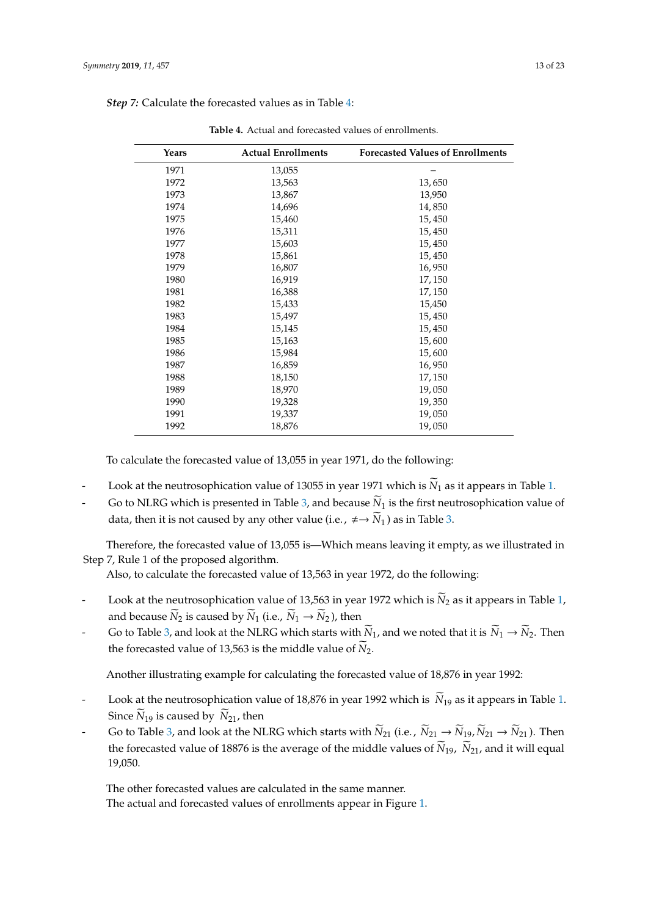***Step 7:*** Calculate the forecasted values as in Table 4:

**Table 4.** Actual and forecasted values of enrollments.

| Years | Actual Enrollments | Forecasted Values of Enrollments |
|---|---|---|
| 1971 | 13,055 | – |
| 1972 | 13,563 | 13, 650 |
| 1973 | 13,867 | 13,950 |
| 1974 | 14,696 | 14, 850 |
| 1975 | 15,460 | 15, 450 |
| 1976 | 15,311 | 15, 450 |
| 1977 | 15,603 | 15, 450 |
| 1978 | 15,861 | 15, 450 |
| 1979 | 16,807 | 16, 950 |
| 1980 | 16,919 | 17, 150 |
| 1981 | 16,388 | 17, 150 |
| 1982 | 15,433 | 15,450 |
| 1983 | 15,497 | 15, 450 |
| 1984 | 15,145 | 15, 450 |
| 1985 | 15,163 | 15, 600 |
| 1986 | 15,984 | 15, 600 |
| 1987 | 16,859 | 16, 950 |
| 1988 | 18,150 | 17, 150 |
| 1989 | 18,970 | 19, 050 |
| 1990 | 19,328 | 19, 350 |
| 1991 | 19,337 | 19, 050 |
| 1992 | 18,876 | 19, 050 |

To calculate the forecasted value of 13,055 in year 1971, do the following:

- Look at the neutrosophication value of 13055 in year 1971 which is $\widetilde{N}_1$ as it appears in Table 1.
- Go to NLRG which is presented in Table 3, and because $\widetilde{N}_1$ is the first neutrosophication value of data, then it is not caused by any other value (i.e., $\neq\rightarrow \widetilde{N}_1$) as in Table 3.

Therefore, the forecasted value of 13,055 is—Which means leaving it empty, as we illustrated in Step 7, Rule 1 of the proposed algorithm.

Also, to calculate the forecasted value of 13,563 in year 1972, do the following:

- Look at the neutrosophication value of 13,563 in year 1972 which is $\widetilde{N}_2$ as it appears in Table 1, and because $\widetilde{N}_2$ is caused by $\widetilde{N}_1$ (i.e., $\widetilde{N}_1 \rightarrow \widetilde{N}_2$), then
- Go to Table 3, and look at the NLRG which starts with $\widetilde{N}_1$, and we noted that it is $\widetilde{N}_1 \rightarrow \widetilde{N}_2$. Then the forecasted value of 13,563 is the middle value of $\widetilde{N}_2$.

Another illustrating example for calculating the forecasted value of 18,876 in year 1992:

- Look at the neutrosophication value of 18,876 in year 1992 which is $\widetilde{N}_{19}$ as it appears in Table 1. Since $\widetilde{N}_{19}$ is caused by $\widetilde{N}_{21}$, then
- Go to Table 3, and look at the NLRG which starts with $\widetilde{N}_{21}$ (i.e., $\widetilde{N}_{21} \rightarrow \widetilde{N}_{19}, \widetilde{N}_{21} \rightarrow \widetilde{N}_{21}$). Then the forecasted value of 18876 is the average of the middle values of $\widetilde{N}_{19}$, $\widetilde{N}_{21}$, and it will equal 19,050.

The other forecasted values are calculated in the same manner.

The actual and forecasted values of enrollments appear in Figure 1.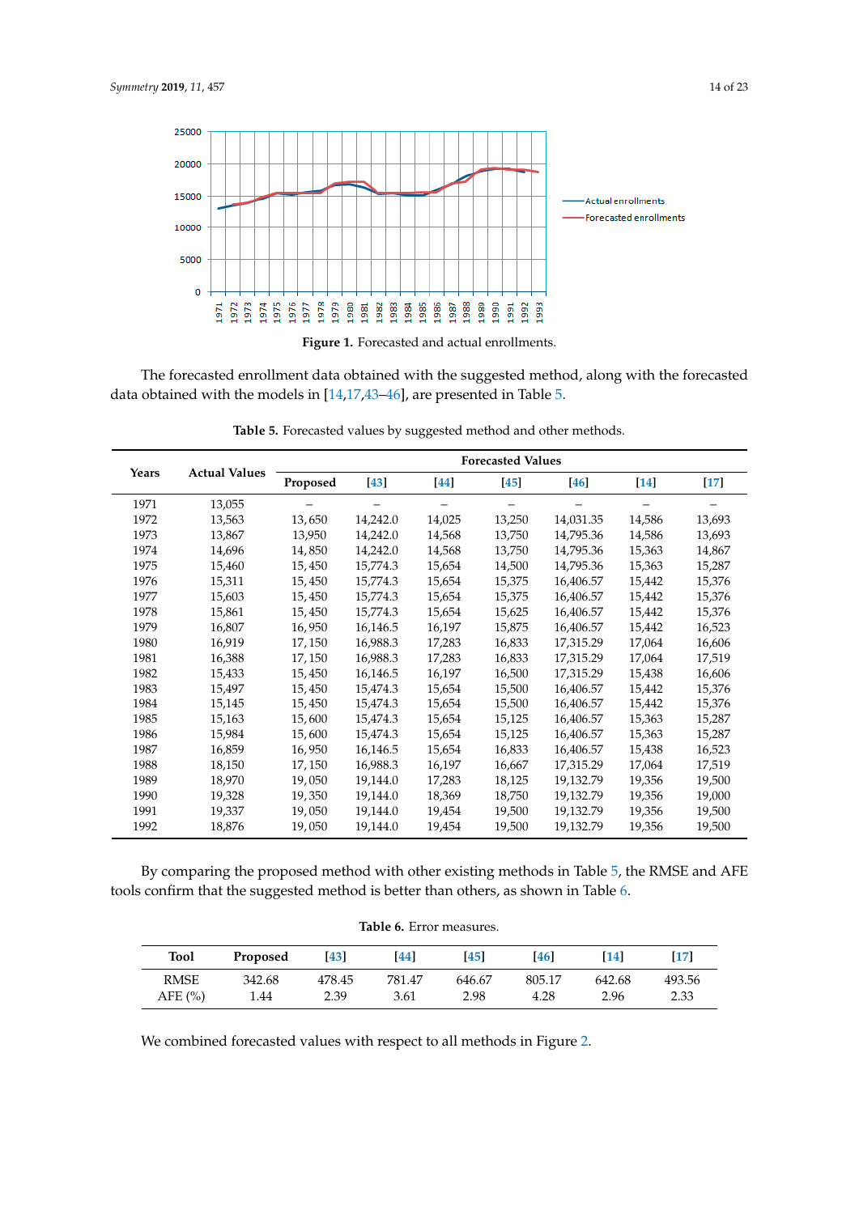Figure 1. Forecasted and actual enrollments.

The forecasted enrollment data obtained with the suggested method, along with the forecasted data obtained with the models in [14,17,43–46], are presented in Table 5.

**Table 5.** Forecasted values by suggested method and other methods.

| Years | Actual Values | Forecasted Values | | | | | | |
|---|---|---|---|---|---|---|---|---|
| | | Proposed | [43] | [44] | [45] | [46] | [14] | [17] |
| 1971 | 13,055 | – | – | – | – | – | – | – |
| 1972 | 13,563 | 13, 650 | 14,242.0 | 14,025 | 13,250 | 14,031.35 | 14,586 | 13,693 |
| 1973 | 13,867 | 13,950 | 14,242.0 | 14,568 | 13,750 | 14,795.36 | 14,586 | 13,693 |
| 1974 | 14,696 | 14, 850 | 14,242.0 | 14,568 | 13,750 | 14,795.36 | 15,363 | 14,867 |
| 1975 | 15,460 | 15, 450 | 15,774.3 | 15,654 | 14,500 | 14,795.36 | 15,363 | 15,287 |
| 1976 | 15,311 | 15, 450 | 15,774.3 | 15,654 | 15,375 | 16,406.57 | 15,442 | 15,376 |
| 1977 | 15,603 | 15, 450 | 15,774.3 | 15,654 | 15,375 | 16,406.57 | 15,442 | 15,376 |
| 1978 | 15,861 | 15, 450 | 15,774.3 | 15,654 | 15,625 | 16,406.57 | 15,442 | 15,376 |
| 1979 | 16,807 | 16, 950 | 16,146.5 | 16,197 | 15,875 | 16,406.57 | 15,442 | 16,523 |
| 1980 | 16,919 | 17, 150 | 16,988.3 | 17,283 | 16,833 | 17,315.29 | 17,064 | 16,606 |
| 1981 | 16,388 | 17, 150 | 16,988.3 | 17,283 | 16,833 | 17,315.29 | 17,064 | 17,519 |
| 1982 | 15,433 | 15, 450 | 16,146.5 | 16,197 | 16,500 | 17,315.29 | 15,438 | 16,606 |
| 1983 | 15,497 | 15, 450 | 15,474.3 | 15,654 | 15,500 | 16,406.57 | 15,442 | 15,376 |
| 1984 | 15,145 | 15, 450 | 15,474.3 | 15,654 | 15,500 | 16,406.57 | 15,442 | 15,376 |
| 1985 | 15,163 | 15, 600 | 15,474.3 | 15,654 | 15,125 | 16,406.57 | 15,363 | 15,287 |
| 1986 | 15,984 | 15, 600 | 15,474.3 | 15,654 | 15,125 | 16,406.57 | 15,363 | 15,287 |
| 1987 | 16,859 | 16, 950 | 16,146.5 | 15,654 | 16,833 | 16,406.57 | 15,438 | 16,523 |
| 1988 | 18,150 | 17, 150 | 16,988.3 | 16,197 | 16,667 | 17,315.29 | 17,064 | 17,519 |
| 1989 | 18,970 | 19, 050 | 19,144.0 | 17,283 | 18,125 | 19,132.79 | 19,356 | 19,500 |
| 1990 | 19,328 | 19, 350 | 19,144.0 | 18,369 | 18,750 | 19,132.79 | 19,356 | 19,000 |
| 1991 | 19,337 | 19, 050 | 19,144.0 | 19,454 | 19,500 | 19,132.79 | 19,356 | 19,500 |
| 1992 | 18,876 | 19, 050 | 19,144.0 | 19,454 | 19,500 | 19,132.79 | 19,356 | 19,500 |

By comparing the proposed method with other existing methods in Table 5, the RMSE and AFE tools confirm that the suggested method is better than others, as shown in Table 6.

**Table 6.** Error measures.

| Tool | Proposed | [43] | [44] | [45] | [46] | [14] | [17] |
|---|---|---|---|---|---|---|---|
| RMSE | 342.68 | 478.45 | 781.47 | 646.67 | 805.17 | 642.68 | 493.56 |
| AFE (%) | 1.44 | 2.39 | 3.61 | 2.98 | 4.28 | 2.96 | 2.33 |

We combined forecasted values with respect to all methods in Figure 2.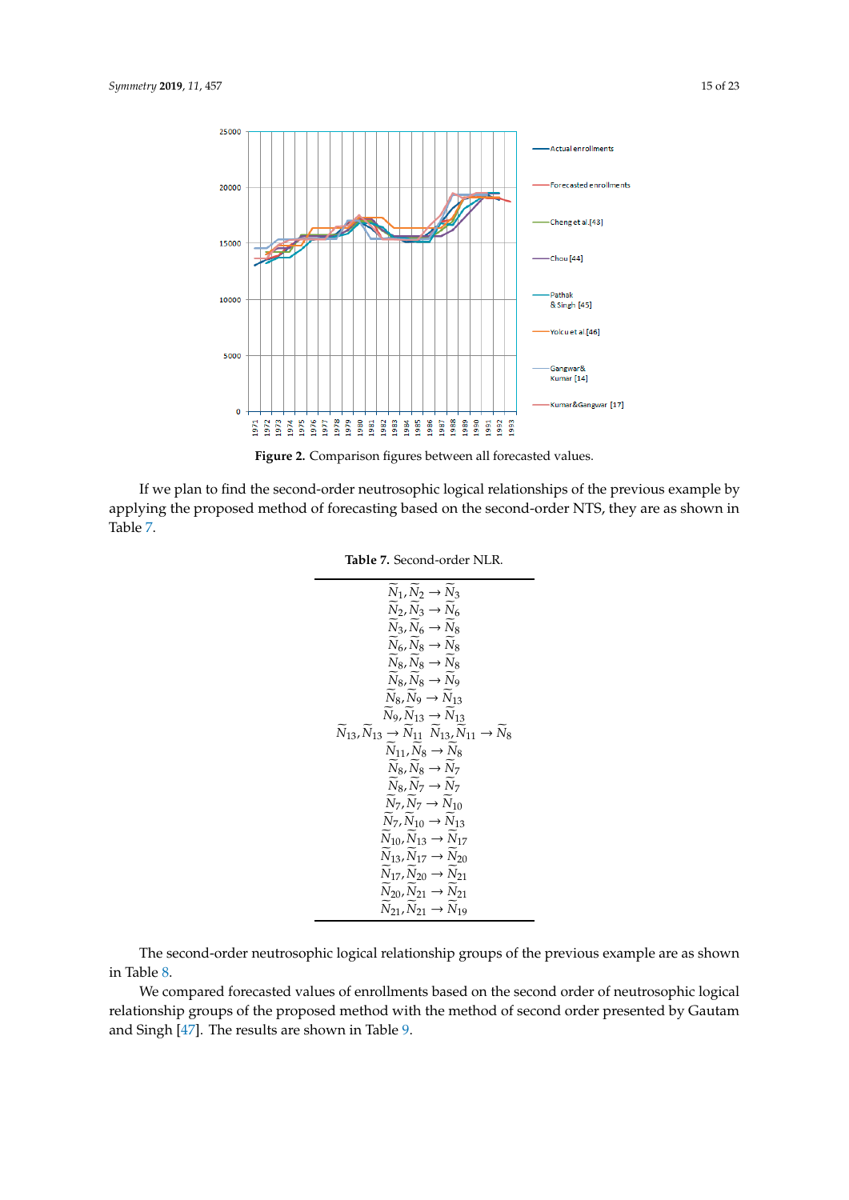Figure 2. Comparison figures between all forecasted values.

If we plan to find the second-order neutrosophic logical relationships of the previous example by applying the proposed method of forecasting based on the second-order NTS, they are as shown in Table 7.

**Table 7.** Second-order NLR.

| |
|---|
| $\widetilde{N}_1, \widetilde{N}_2 \rightarrow \widetilde{N}_3$ |
| $\widetilde{N}_2, \widetilde{N}_3 \rightarrow \widetilde{N}_6$ |
| $\widetilde{N}_3, \widetilde{N}_6 \rightarrow \widetilde{N}_8$ |
| $\widetilde{N}_6, \widetilde{N}_8 \rightarrow \widetilde{N}_8$ |
| $\widetilde{N}_8, \widetilde{N}_8 \rightarrow \widetilde{N}_8$ |
| $\widetilde{N}_8, \widetilde{N}_8 \rightarrow \widetilde{N}_9$ |
| $\widetilde{N}_8, \widetilde{N}_9 \rightarrow \widetilde{N}_{13}$ |
| $\widetilde{N}_9, \widetilde{N}_{13} \rightarrow \widetilde{N}_{13}$ |
| $\widetilde{N}_{13}, \widetilde{N}_{13} \rightarrow \widetilde{N}_{11}$  $\widetilde{N}_{13}, \widetilde{N}_{11} \rightarrow \widetilde{N}_8$ |
| $\widetilde{N}_{11}, \widetilde{N}_8 \rightarrow \widetilde{N}_8$ |
| $\widetilde{N}_8, \widetilde{N}_8 \rightarrow \widetilde{N}_7$ |
| $\widetilde{N}_8, \widetilde{N}_7 \rightarrow \widetilde{N}_7$ |
| $\widetilde{N}_7, \widetilde{N}_7 \rightarrow \widetilde{N}_{10}$ |
| $\widetilde{N}_7, \widetilde{N}_{10} \rightarrow \widetilde{N}_{13}$ |
| $\widetilde{N}_{10}, \widetilde{N}_{13} \rightarrow \widetilde{N}_{17}$ |
| $\widetilde{N}_{13}, \widetilde{N}_{17} \rightarrow \widetilde{N}_{20}$ |
| $\widetilde{N}_{17}, \widetilde{N}_{20} \rightarrow \widetilde{N}_{21}$ |
| $\widetilde{N}_{20}, \widetilde{N}_{21} \rightarrow \widetilde{N}_{21}$ |
| $\widetilde{N}_{21}, \widetilde{N}_{21} \rightarrow \widetilde{N}_{19}$ |

The second-order neutrosophic logical relationship groups of the previous example are as shown in Table 8.

We compared forecasted values of enrollments based on the second order of neutrosophic logical relationship groups of the proposed method with the method of second order presented by Gautam and Singh [47]. The results are shown in Table 9.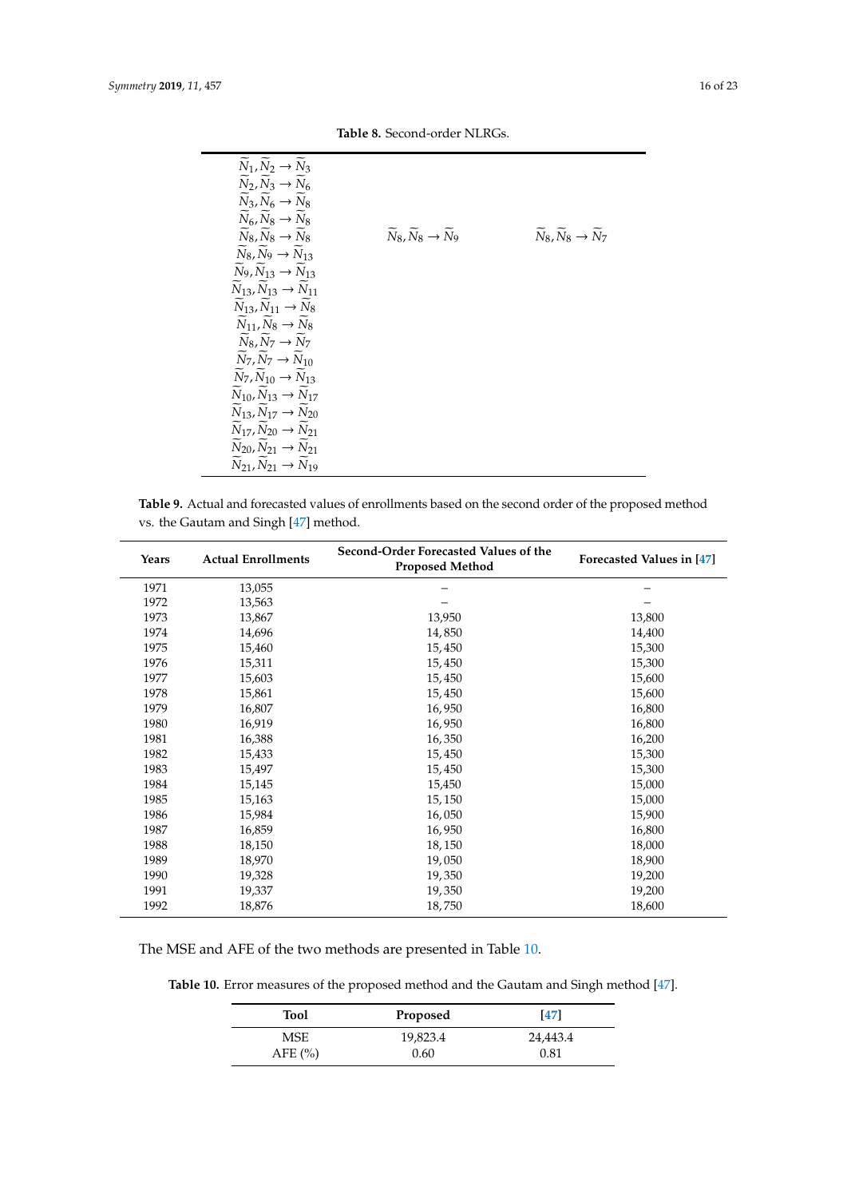**Table 8.** Second-order NLRGs.

| | | |
|---|---|---|
| $\widetilde{N}_1, \widetilde{N}_2 \rightarrow \widetilde{N}_3$ | | |
| $\widetilde{N}_2, \widetilde{N}_3 \rightarrow \widetilde{N}_6$ | | |
| $\widetilde{N}_3, \widetilde{N}_6 \rightarrow \widetilde{N}_8$ | | |
| $\widetilde{N}_6, \widetilde{N}_8 \rightarrow \widetilde{N}_8$ | | |
| $\widetilde{N}_8, \widetilde{N}_8 \rightarrow \widetilde{N}_8$ | $\widetilde{N}_8, \widetilde{N}_8 \rightarrow \widetilde{N}_9$ | $\widetilde{N}_8, \widetilde{N}_8 \rightarrow \widetilde{N}_7$ |
| $\widetilde{N}_8, \widetilde{N}_9 \rightarrow \widetilde{N}_{13}$ | | |
| $\widetilde{N}_9, \widetilde{N}_{13} \rightarrow \widetilde{N}_{13}$ | | |
| $\widetilde{N}_{13}, \widetilde{N}_{13} \rightarrow \widetilde{N}_{11}$ | | |
| $\widetilde{N}_{13}, \widetilde{N}_{11} \rightarrow \widetilde{N}_8$ | | |
| $\widetilde{N}_{11}, \widetilde{N}_8 \rightarrow \widetilde{N}_8$ | | |
| $\widetilde{N}_8, \widetilde{N}_7 \rightarrow \widetilde{N}_7$ | | |
| $\widetilde{N}_7, \widetilde{N}_7 \rightarrow \widetilde{N}_{10}$ | | |
| $\widetilde{N}_7, \widetilde{N}_{10} \rightarrow \widetilde{N}_{13}$ | | |
| $\widetilde{N}_{10}, \widetilde{N}_{13} \rightarrow \widetilde{N}_{17}$ | | |
| $\widetilde{N}_{13}, \widetilde{N}_{17} \rightarrow \widetilde{N}_{20}$ | | |
| $\widetilde{N}_{17}, \widetilde{N}_{20} \rightarrow \widetilde{N}_{21}$ | | |
| $\widetilde{N}_{20}, \widetilde{N}_{21} \rightarrow \widetilde{N}_{21}$ | | |
| $\widetilde{N}_{21}, \widetilde{N}_{21} \rightarrow \widetilde{N}_{19}$ | | |

**Table 9.** Actual and forecasted values of enrollments based on the second order of the proposed method vs. the Gautam and Singh [47] method.

| Years | Actual Enrollments | Second-Order Forecasted Values of the Proposed Method | Forecasted Values in [47] |
|---|---|---|---|
| 1971 | 13,055 | – | – |
| 1972 | 13,563 | – | – |
| 1973 | 13,867 | 13,950 | 13,800 |
| 1974 | 14,696 | 14,850 | 14,400 |
| 1975 | 15,460 | 15,450 | 15,300 |
| 1976 | 15,311 | 15,450 | 15,300 |
| 1977 | 15,603 | 15,450 | 15,600 |
| 1978 | 15,861 | 15,450 | 15,600 |
| 1979 | 16,807 | 16,950 | 16,800 |
| 1980 | 16,919 | 16,950 | 16,800 |
| 1981 | 16,388 | 16,350 | 16,200 |
| 1982 | 15,433 | 15,450 | 15,300 |
| 1983 | 15,497 | 15,450 | 15,300 |
| 1984 | 15,145 | 15,450 | 15,000 |
| 1985 | 15,163 | 15,150 | 15,000 |
| 1986 | 15,984 | 16,050 | 15,900 |
| 1987 | 16,859 | 16,950 | 16,800 |
| 1988 | 18,150 | 18,150 | 18,000 |
| 1989 | 18,970 | 19,050 | 18,900 |
| 1990 | 19,328 | 19,350 | 19,200 |
| 1991 | 19,337 | 19,350 | 19,200 |
| 1992 | 18,876 | 18,750 | 18,600 |

The MSE and AFE of the two methods are presented in Table 10.

**Table 10.** Error measures of the proposed method and the Gautam and Singh method [47].

| Tool | Proposed | [47] |
|---|---|---|
| MSE | 19,823.4 | 24,443.4 |
| AFE (%) | 0.60 | 0.81 |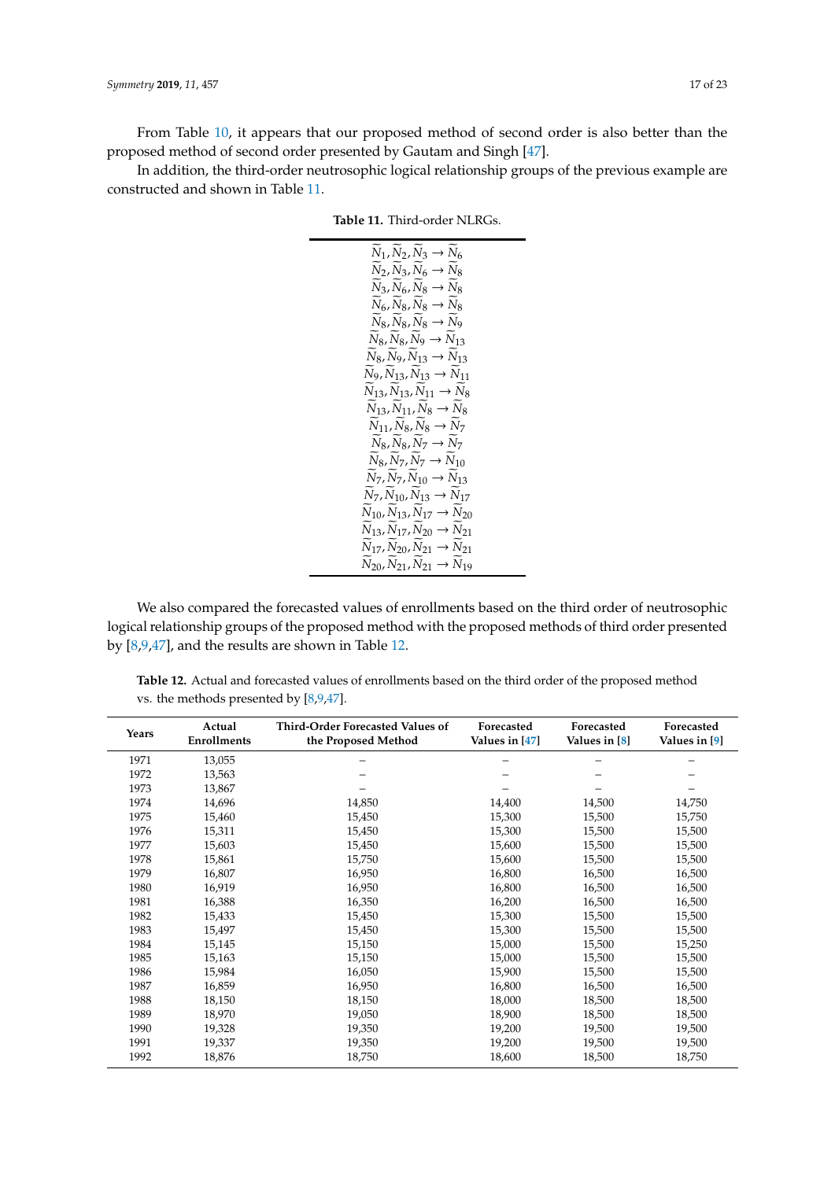From Table 10, it appears that our proposed method of second order is also better than the proposed method of second order presented by Gautam and Singh [47].

In addition, the third-order neutrosophic logical relationship groups of the previous example are constructed and shown in Table 11.

**Table 11.** Third-order NLRGs.

|  |
|---|
| $\widetilde{N}_1, \widetilde{N}_2, \widetilde{N}_3 \rightarrow \widetilde{N}_6$ |
| $\widetilde{N}_2, \widetilde{N}_3, \widetilde{N}_6 \rightarrow \widetilde{N}_8$ |
| $\widetilde{N}_3, \widetilde{N}_6, \widetilde{N}_8 \rightarrow \widetilde{N}_8$ |
| $\widetilde{N}_6, \widetilde{N}_8, \widetilde{N}_8 \rightarrow \widetilde{N}_8$ |
| $\widetilde{N}_8, \widetilde{N}_8, \widetilde{N}_8 \rightarrow \widetilde{N}_9$ |
| $\widetilde{N}_8, \widetilde{N}_8, \widetilde{N}_9 \rightarrow \widetilde{N}_{13}$ |
| $\widetilde{N}_8, \widetilde{N}_9, \widetilde{N}_{13} \rightarrow \widetilde{N}_{13}$ |
| $\widetilde{N}_9, \widetilde{N}_{13}, \widetilde{N}_{13} \rightarrow \widetilde{N}_{11}$ |
| $\widetilde{N}_{13}, \widetilde{N}_{13}, \widetilde{N}_{11} \rightarrow \widetilde{N}_8$ |
| $\widetilde{N}_{13}, \widetilde{N}_{11}, \widetilde{N}_8 \rightarrow \widetilde{N}_8$ |
| $\widetilde{N}_{11}, \widetilde{N}_8, \widetilde{N}_8 \rightarrow \widetilde{N}_7$ |
| $\widetilde{N}_8, \widetilde{N}_8, \widetilde{N}_7 \rightarrow \widetilde{N}_7$ |
| $\widetilde{N}_8, \widetilde{N}_7, \widetilde{N}_7 \rightarrow \widetilde{N}_{10}$ |
| $\widetilde{N}_7, \widetilde{N}_7, \widetilde{N}_{10} \rightarrow \widetilde{N}_{13}$ |
| $\widetilde{N}_7, \widetilde{N}_{10}, \widetilde{N}_{13} \rightarrow \widetilde{N}_{17}$ |
| $\widetilde{N}_{10}, \widetilde{N}_{13}, \widetilde{N}_{17} \rightarrow \widetilde{N}_{20}$ |
| $\widetilde{N}_{13}, \widetilde{N}_{17}, \widetilde{N}_{20} \rightarrow \widetilde{N}_{21}$ |
| $\widetilde{N}_{17}, \widetilde{N}_{20}, \widetilde{N}_{21} \rightarrow \widetilde{N}_{21}$ |
| $\widetilde{N}_{20}, \widetilde{N}_{21}, \widetilde{N}_{21} \rightarrow \widetilde{N}_{19}$ |

We also compared the forecasted values of enrollments based on the third order of neutrosophic logical relationship groups of the proposed method with the proposed methods of third order presented by [8,9,47], and the results are shown in Table 12.

**Table 12.** Actual and forecasted values of enrollments based on the third order of the proposed method vs. the methods presented by [8,9,47].

| Years | Actual Enrollments | Third-Order Forecasted Values of the Proposed Method | Forecasted Values in [47] | Forecasted Values in [8] | Forecasted Values in [9] |
|---|---|---|---|---|---|
| 1971 | 13,055 | – | – | – | – |
| 1972 | 13,563 | – | – | – | – |
| 1973 | 13,867 | – | – | – | – |
| 1974 | 14,696 | 14,850 | 14,400 | 14,500 | 14,750 |
| 1975 | 15,460 | 15,450 | 15,300 | 15,500 | 15,750 |
| 1976 | 15,311 | 15,450 | 15,300 | 15,500 | 15,500 |
| 1977 | 15,603 | 15,450 | 15,600 | 15,500 | 15,500 |
| 1978 | 15,861 | 15,750 | 15,600 | 15,500 | 15,500 |
| 1979 | 16,807 | 16,950 | 16,800 | 16,500 | 16,500 |
| 1980 | 16,919 | 16,950 | 16,800 | 16,500 | 16,500 |
| 1981 | 16,388 | 16,350 | 16,200 | 16,500 | 16,500 |
| 1982 | 15,433 | 15,450 | 15,300 | 15,500 | 15,500 |
| 1983 | 15,497 | 15,450 | 15,300 | 15,500 | 15,500 |
| 1984 | 15,145 | 15,150 | 15,000 | 15,500 | 15,250 |
| 1985 | 15,163 | 15,150 | 15,000 | 15,500 | 15,500 |
| 1986 | 15,984 | 16,050 | 15,900 | 15,500 | 15,500 |
| 1987 | 16,859 | 16,950 | 16,800 | 16,500 | 16,500 |
| 1988 | 18,150 | 18,150 | 18,000 | 18,500 | 18,500 |
| 1989 | 18,970 | 19,050 | 18,900 | 18,500 | 18,500 |
| 1990 | 19,328 | 19,350 | 19,200 | 19,500 | 19,500 |
| 1991 | 19,337 | 19,350 | 19,200 | 19,500 | 19,500 |
| 1992 | 18,876 | 18,750 | 18,600 | 18,500 | 18,750 |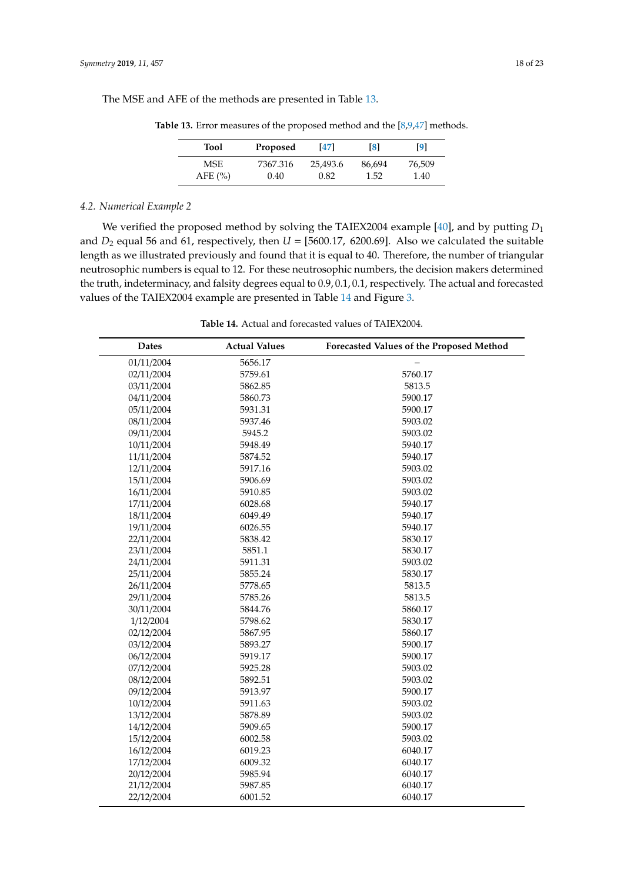The MSE and AFE of the methods are presented in Table 13.

**Table 13.** Error measures of the proposed method and the [8,9,47] methods.

| Tool | Proposed | [47] | [8] | [9] |
|---|---|---|---|---|
| MSE | 7367.316 | 25,493.6 | 86,694 | 76,509 |
| AFE (%) | 0.40 | 0.82 | 1.52 | 1.40 |

### 4.2. Numerical Example 2

We verified the proposed method by solving the TAIEX2004 example [40], and by putting $D_1$ and $D_2$ equal 56 and 61, respectively, then $U = [5600.17,\ 6200.69]$. Also we calculated the suitable length as we illustrated previously and found that it is equal to 40. Therefore, the number of triangular neutrosophic numbers is equal to 12. For these neutrosophic numbers, the decision makers determined the truth, indeterminacy, and falsity degrees equal to 0.9, 0.1, 0.1, respectively. The actual and forecasted values of the TAIEX2004 example are presented in Table 14 and Figure 3.

**Table 14.** Actual and forecasted values of TAIEX2004.

| Dates | Actual Values | Forecasted Values of the Proposed Method |
|---|---|---|
| 01/11/2004 | 5656.17 | – |
| 02/11/2004 | 5759.61 | 5760.17 |
| 03/11/2004 | 5862.85 | 5813.5 |
| 04/11/2004 | 5860.73 | 5900.17 |
| 05/11/2004 | 5931.31 | 5900.17 |
| 08/11/2004 | 5937.46 | 5903.02 |
| 09/11/2004 | 5945.2 | 5903.02 |
| 10/11/2004 | 5948.49 | 5940.17 |
| 11/11/2004 | 5874.52 | 5940.17 |
| 12/11/2004 | 5917.16 | 5903.02 |
| 15/11/2004 | 5906.69 | 5903.02 |
| 16/11/2004 | 5910.85 | 5903.02 |
| 17/11/2004 | 6028.68 | 5940.17 |
| 18/11/2004 | 6049.49 | 5940.17 |
| 19/11/2004 | 6026.55 | 5940.17 |
| 22/11/2004 | 5838.42 | 5830.17 |
| 23/11/2004 | 5851.1 | 5830.17 |
| 24/11/2004 | 5911.31 | 5903.02 |
| 25/11/2004 | 5855.24 | 5830.17 |
| 26/11/2004 | 5778.65 | 5813.5 |
| 29/11/2004 | 5785.26 | 5813.5 |
| 30/11/2004 | 5844.76 | 5860.17 |
| 1/12/2004 | 5798.62 | 5830.17 |
| 02/12/2004 | 5867.95 | 5860.17 |
| 03/12/2004 | 5893.27 | 5900.17 |
| 06/12/2004 | 5919.17 | 5900.17 |
| 07/12/2004 | 5925.28 | 5903.02 |
| 08/12/2004 | 5892.51 | 5903.02 |
| 09/12/2004 | 5913.97 | 5900.17 |
| 10/12/2004 | 5911.63 | 5903.02 |
| 13/12/2004 | 5878.89 | 5903.02 |
| 14/12/2004 | 5909.65 | 5900.17 |
| 15/12/2004 | 6002.58 | 5903.02 |
| 16/12/2004 | 6019.23 | 6040.17 |
| 17/12/2004 | 6009.32 | 6040.17 |
| 20/12/2004 | 5985.94 | 6040.17 |
| 21/12/2004 | 5987.85 | 6040.17 |
| 22/12/2004 | 6001.52 | 6040.17 |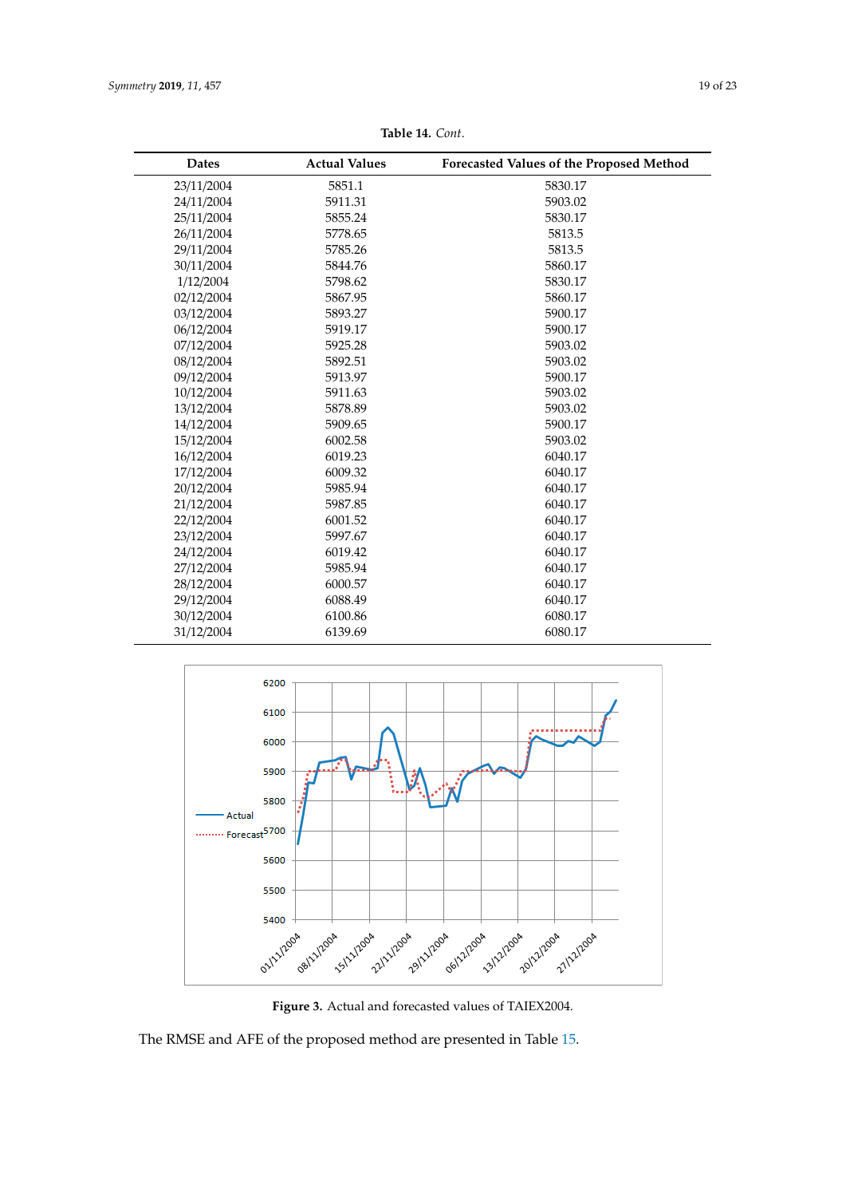**Table 14.** *Cont.*

| Dates | Actual Values | Forecasted Values of the Proposed Method |
|---|---|---|
| 23/11/2004 | 5851.1 | 5830.17 |
| 24/11/2004 | 5911.31 | 5903.02 |
| 25/11/2004 | 5855.24 | 5830.17 |
| 26/11/2004 | 5778.65 | 5813.5 |
| 29/11/2004 | 5785.26 | 5813.5 |
| 30/11/2004 | 5844.76 | 5860.17 |
| 1/12/2004 | 5798.62 | 5830.17 |
| 02/12/2004 | 5867.95 | 5860.17 |
| 03/12/2004 | 5893.27 | 5900.17 |
| 06/12/2004 | 5919.17 | 5900.17 |
| 07/12/2004 | 5925.28 | 5903.02 |
| 08/12/2004 | 5892.51 | 5903.02 |
| 09/12/2004 | 5913.97 | 5900.17 |
| 10/12/2004 | 5911.63 | 5903.02 |
| 13/12/2004 | 5878.89 | 5903.02 |
| 14/12/2004 | 5909.65 | 5900.17 |
| 15/12/2004 | 6002.58 | 5903.02 |
| 16/12/2004 | 6019.23 | 6040.17 |
| 17/12/2004 | 6009.32 | 6040.17 |
| 20/12/2004 | 5985.94 | 6040.17 |
| 21/12/2004 | 5987.85 | 6040.17 |
| 22/12/2004 | 6001.52 | 6040.17 |
| 23/12/2004 | 5997.67 | 6040.17 |
| 24/12/2004 | 6019.42 | 6040.17 |
| 27/12/2004 | 5985.94 | 6040.17 |
| 28/12/2004 | 6000.57 | 6040.17 |
| 29/12/2004 | 6088.49 | 6040.17 |
| 30/12/2004 | 6100.86 | 6080.17 |
| 31/12/2004 | 6139.69 | 6080.17 |

**Figure 3.** Actual and forecasted values of TAIEX2004.

The RMSE and AFE of the proposed method are presented in Table 15.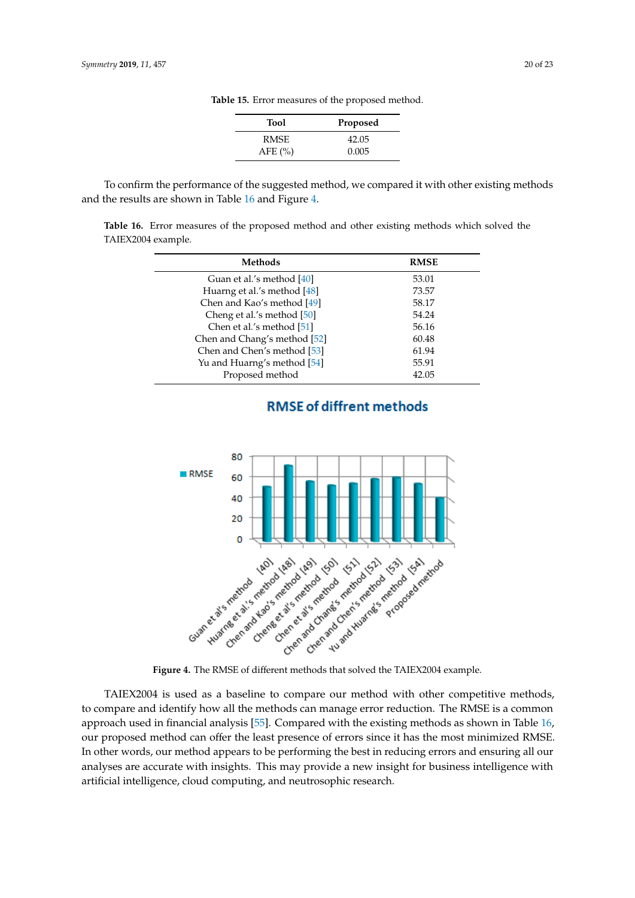**Table 15.** Error measures of the proposed method.

| Tool | Proposed |
|---|---|
| RMSE | 42.05 |
| AFE (%) | 0.005 |

To confirm the performance of the suggested method, we compared it with other existing methods and the results are shown in Table 16 and Figure 4.

**Table 16.** Error measures of the proposed method and other existing methods which solved the TAIEX2004 example.

| Methods | RMSE |
|---|---|
| Guan et al.'s method [40] | 53.01 |
| Huarng et al.'s method [48] | 73.57 |
| Chen and Kao's method [49] | 58.17 |
| Cheng et al.'s method [50] | 54.24 |
| Chen et al.'s method [51] | 56.16 |
| Chen and Chang's method [52] | 60.48 |
| Chen and Chen's method [53] | 61.94 |
| Yu and Huarng's method [54] | 55.91 |
| Proposed method | 42.05 |

**Figure 4.** The RMSE of different methods that solved the TAIEX2004 example.

TAIEX2004 is used as a baseline to compare our method with other competitive methods, to compare and identify how all the methods can manage error reduction. The RMSE is a common approach used in financial analysis [55]. Compared with the existing methods as shown in Table 16, our proposed method can offer the least presence of errors since it has the most minimized RMSE. In other words, our method appears to be performing the best in reducing errors and ensuring all our analyses are accurate with insights. This may provide a new insight for business intelligence with artificial intelligence, cloud computing, and neutrosophic research.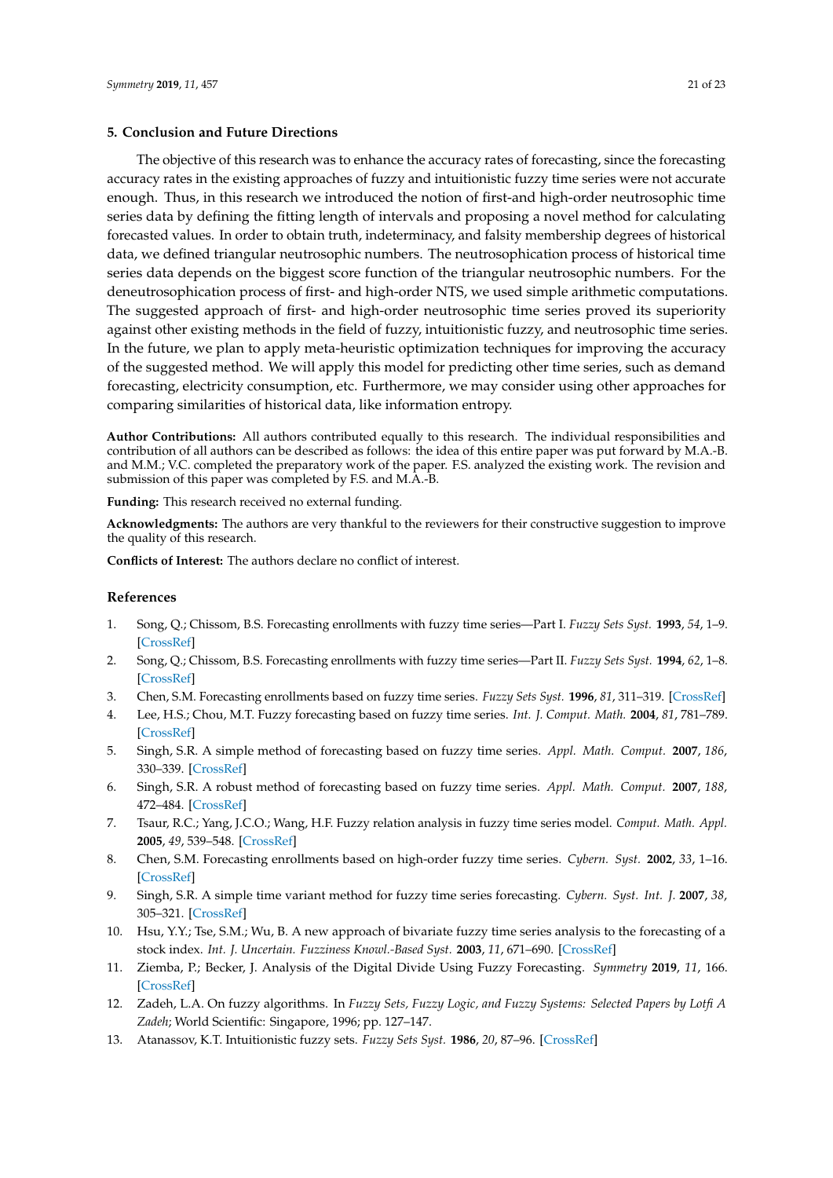## 5. Conclusion and Future Directions

The objective of this research was to enhance the accuracy rates of forecasting, since the forecasting accuracy rates in the existing approaches of fuzzy and intuitionistic fuzzy time series were not accurate enough. Thus, in this research we introduced the notion of first-and high-order neutrosophic time series data by defining the fitting length of intervals and proposing a novel method for calculating forecasted values. In order to obtain truth, indeterminacy, and falsity membership degrees of historical data, we defined triangular neutrosophic numbers. The neutrosophication process of historical time series data depends on the biggest score function of the triangular neutrosophic numbers. For the deneutrosophication process of first- and high-order NTS, we used simple arithmetic computations. The suggested approach of first- and high-order neutrosophic time series proved its superiority against other existing methods in the field of fuzzy, intuitionistic fuzzy, and neutrosophic time series. In the future, we plan to apply meta-heuristic optimization techniques for improving the accuracy of the suggested method. We will apply this model for predicting other time series, such as demand forecasting, electricity consumption, etc. Furthermore, we may consider using other approaches for comparing similarities of historical data, like information entropy.

**Author Contributions:** All authors contributed equally to this research. The individual responsibilities and contribution of all authors can be described as follows: the idea of this entire paper was put forward by M.A.-B. and M.M.; V.C. completed the preparatory work of the paper. F.S. analyzed the existing work. The revision and submission of this paper was completed by F.S. and M.A.-B.

**Funding:** This research received no external funding.

**Acknowledgments:** The authors are very thankful to the reviewers for their constructive suggestion to improve the quality of this research.

**Conflicts of Interest:** The authors declare no conflict of interest.

## References

1. Song, Q.; Chissom, B.S. Forecasting enrollments with fuzzy time series—Part I. *Fuzzy Sets Syst.* **1993**, *54*, 1–9. [CrossRef]
2. Song, Q.; Chissom, B.S. Forecasting enrollments with fuzzy time series—Part II. *Fuzzy Sets Syst.* **1994**, *62*, 1–8. [CrossRef]
3. Chen, S.M. Forecasting enrollments based on fuzzy time series. *Fuzzy Sets Syst.* **1996**, *81*, 311–319. [CrossRef]
4. Lee, H.S.; Chou, M.T. Fuzzy forecasting based on fuzzy time series. *Int. J. Comput. Math.* **2004**, *81*, 781–789. [CrossRef]
5. Singh, S.R. A simple method of forecasting based on fuzzy time series. *Appl. Math. Comput.* **2007**, *186*, 330–339. [CrossRef]
6. Singh, S.R. A robust method of forecasting based on fuzzy time series. *Appl. Math. Comput.* **2007**, *188*, 472–484. [CrossRef]
7. Tsaur, R.C.; Yang, J.C.O.; Wang, H.F. Fuzzy relation analysis in fuzzy time series model. *Comput. Math. Appl.* **2005**, *49*, 539–548. [CrossRef]
8. Chen, S.M. Forecasting enrollments based on high-order fuzzy time series. *Cybern. Syst.* **2002**, *33*, 1–16. [CrossRef]
9. Singh, S.R. A simple time variant method for fuzzy time series forecasting. *Cybern. Syst. Int. J.* **2007**, *38*, 305–321. [CrossRef]
10. Hsu, Y.Y.; Tse, S.M.; Wu, B. A new approach of bivariate fuzzy time series analysis to the forecasting of a stock index. *Int. J. Uncertain. Fuzziness Knowl.-Based Syst.* **2003**, *11*, 671–690. [CrossRef]
11. Ziemba, P.; Becker, J. Analysis of the Digital Divide Using Fuzzy Forecasting. *Symmetry* **2019**, *11*, 166. [CrossRef]
12. Zadeh, L.A. On fuzzy algorithms. In *Fuzzy Sets, Fuzzy Logic, and Fuzzy Systems: Selected Papers by Lotfi A Zadeh*; World Scientific: Singapore, 1996; pp. 127–147.
13. Atanassov, K.T. Intuitionistic fuzzy sets. *Fuzzy Sets Syst.* **1986**, *20*, 87–96. [CrossRef]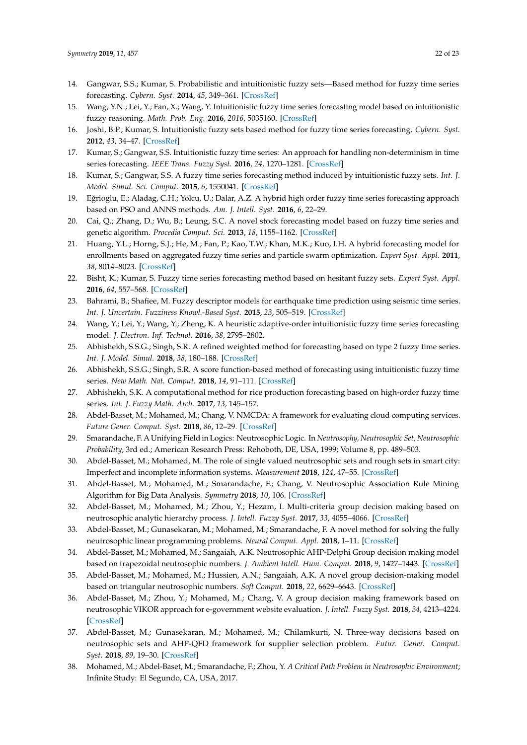14. Gangwar, S.S.; Kumar, S. Probabilistic and intuitionistic fuzzy sets—Based method for fuzzy time series forecasting. *Cybern. Syst.* **2014**, *45*, 349–361. [CrossRef]
15. Wang, Y.N.; Lei, Y.; Fan, X.; Wang, Y. Intuitionistic fuzzy time series forecasting model based on intuitionistic fuzzy reasoning. *Math. Prob. Eng.* **2016**, *2016*, 5035160. [CrossRef]
16. Joshi, B.P.; Kumar, S. Intuitionistic fuzzy sets based method for fuzzy time series forecasting. *Cybern. Syst.* **2012**, *43*, 34–47. [CrossRef]
17. Kumar, S.; Gangwar, S.S. Intuitionistic fuzzy time series: An approach for handling non-determinism in time series forecasting. *IEEE Trans. Fuzzy Syst.* **2016**, *24*, 1270–1281. [CrossRef]
18. Kumar, S.; Gangwar, S.S. A fuzzy time series forecasting method induced by intuitionistic fuzzy sets. *Int. J. Model. Simul. Sci. Comput.* **2015**, *6*, 1550041. [CrossRef]
19. Eğrioglu, E.; Aladag, C.H.; Yolcu, U.; Dalar, A.Z. A hybrid high order fuzzy time series forecasting approach based on PSO and ANNS methods. *Am. J. Intell. Syst.* **2016**, *6*, 22–29.
20. Cai, Q.; Zhang, D.; Wu, B.; Leung, S.C. A novel stock forecasting model based on fuzzy time series and genetic algorithm. *Procedia Comput. Sci.* **2013**, *18*, 1155–1162. [CrossRef]
21. Huang, Y.L.; Horng, S.J.; He, M.; Fan, P.; Kao, T.W.; Khan, M.K.; Kuo, I.H. A hybrid forecasting model for enrollments based on aggregated fuzzy time series and particle swarm optimization. *Expert Syst. Appl.* **2011**, *38*, 8014–8023. [CrossRef]
22. Bisht, K.; Kumar, S. Fuzzy time series forecasting method based on hesitant fuzzy sets. *Expert Syst. Appl.* **2016**, *64*, 557–568. [CrossRef]
23. Bahrami, B.; Shafiee, M. Fuzzy descriptor models for earthquake time prediction using seismic time series. *Int. J. Uncertain. Fuzziness Knowl.-Based Syst.* **2015**, *23*, 505–519. [CrossRef]
24. Wang, Y.; Lei, Y.; Wang, Y.; Zheng, K. A heuristic adaptive-order intuitionistic fuzzy time series forecasting model. *J. Electron. Inf. Technol.* **2016**, *38*, 2795–2802.
25. Abhishekh, S.S.G.; Singh, S.R. A refined weighted method for forecasting based on type 2 fuzzy time series. *Int. J. Model. Simul.* **2018**, *38*, 180–188. [CrossRef]
26. Abhishekh, S.S.G.; Singh, S.R. A score function-based method of forecasting using intuitionistic fuzzy time series. *New Math. Nat. Comput.* **2018**, *14*, 91–111. [CrossRef]
27. Abhishekh, S.K. A computational method for rice production forecasting based on high-order fuzzy time series. *Int. J. Fuzzy Math. Arch.* **2017**, *13*, 145–157.
28. Abdel-Basset, M.; Mohamed, M.; Chang, V. NMCDA: A framework for evaluating cloud computing services. *Future Gener. Comput. Syst.* **2018**, *86*, 12–29. [CrossRef]
29. Smarandache, F. A Unifying Field in Logics: Neutrosophic Logic. In *Neutrosophy, Neutrosophic Set, Neutrosophic Probability*, 3rd ed.; American Research Press: Rehoboth, DE, USA, 1999; Volume 8, pp. 489–503.
30. Abdel-Basset, M.; Mohamed, M. The role of single valued neutrosophic sets and rough sets in smart city: Imperfect and incomplete information systems. *Measurement* **2018**, *124*, 47–55. [CrossRef]
31. Abdel-Basset, M.; Mohamed, M.; Smarandache, F.; Chang, V. Neutrosophic Association Rule Mining Algorithm for Big Data Analysis. *Symmetry* **2018**, *10*, 106. [CrossRef]
32. Abdel-Basset, M.; Mohamed, M.; Zhou, Y.; Hezam, I. Multi-criteria group decision making based on neutrosophic analytic hierarchy process. *J. Intell. Fuzzy Syst.* **2017**, *33*, 4055–4066. [CrossRef]
33. Abdel-Basset, M.; Gunasekaran, M.; Mohamed, M.; Smarandache, F. A novel method for solving the fully neutrosophic linear programming problems. *Neural Comput. Appl.* **2018**, 1–11. [CrossRef]
34. Abdel-Basset, M.; Mohamed, M.; Sangaiah, A.K. Neutrosophic AHP-Delphi Group decision making model based on trapezoidal neutrosophic numbers. *J. Ambient Intell. Hum. Comput.* **2018**, *9*, 1427–1443. [CrossRef]
35. Abdel-Basset, M.; Mohamed, M.; Hussien, A.N.; Sangaiah, A.K. A novel group decision-making model based on triangular neutrosophic numbers. *Soft Comput.* **2018**, *22*, 6629–6643. [CrossRef]
36. Abdel-Basset, M.; Zhou, Y.; Mohamed, M.; Chang, V. A group decision making framework based on neutrosophic VIKOR approach for e-government website evaluation. *J. Intell. Fuzzy Syst.* **2018**, *34*, 4213–4224. [CrossRef]
37. Abdel-Basset, M.; Gunasekaran, M.; Mohamed, M.; Chilamkurti, N. Three-way decisions based on neutrosophic sets and AHP-QFD framework for supplier selection problem. *Futur. Gener. Comput. Syst.* **2018**, *89*, 19–30. [CrossRef]
38. Mohamed, M.; Abdel-Baset, M.; Smarandache, F.; Zhou, Y. *A Critical Path Problem in Neutrosophic Environment*; Infinite Study: El Segundo, CA, USA, 2017.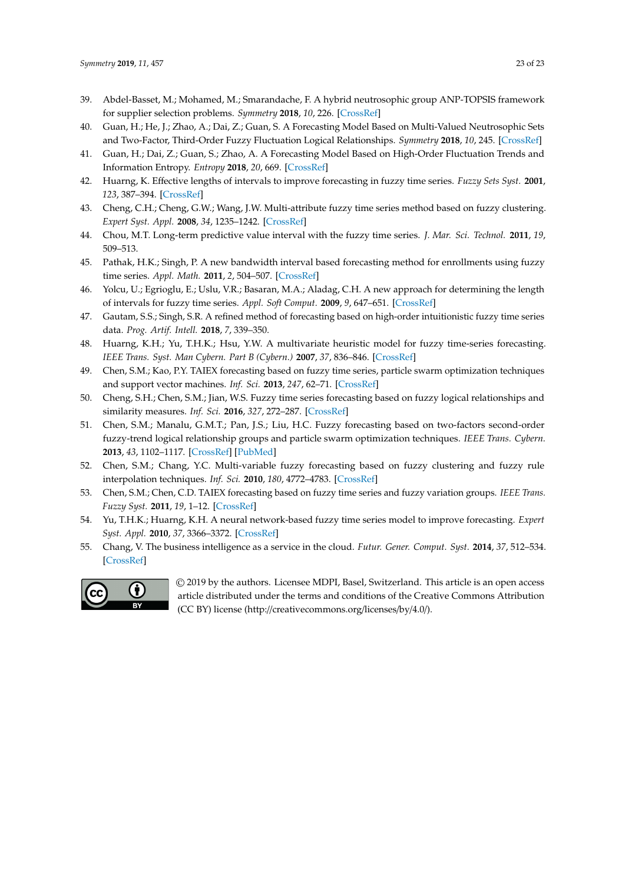39. Abdel-Basset, M.; Mohamed, M.; Smarandache, F. A hybrid neutrosophic group ANP-TOPSIS framework for supplier selection problems. *Symmetry* **2018**, *10*, 226. [CrossRef]
40. Guan, H.; He, J.; Zhao, A.; Dai, Z.; Guan, S. A Forecasting Model Based on Multi-Valued Neutrosophic Sets and Two-Factor, Third-Order Fuzzy Fluctuation Logical Relationships. *Symmetry* **2018**, *10*, 245. [CrossRef]
41. Guan, H.; Dai, Z.; Guan, S.; Zhao, A. A Forecasting Model Based on High-Order Fluctuation Trends and Information Entropy. *Entropy* **2018**, *20*, 669. [CrossRef]
42. Huarng, K. Effective lengths of intervals to improve forecasting in fuzzy time series. *Fuzzy Sets Syst.* **2001**, *123*, 387–394. [CrossRef]
43. Cheng, C.H.; Cheng, G.W.; Wang, J.W. Multi-attribute fuzzy time series method based on fuzzy clustering. *Expert Syst. Appl.* **2008**, *34*, 1235–1242. [CrossRef]
44. Chou, M.T. Long-term predictive value interval with the fuzzy time series. *J. Mar. Sci. Technol.* **2011**, *19*, 509–513.
45. Pathak, H.K.; Singh, P. A new bandwidth interval based forecasting method for enrollments using fuzzy time series. *Appl. Math.* **2011**, *2*, 504–507. [CrossRef]
46. Yolcu, U.; Egrioglu, E.; Uslu, V.R.; Basaran, M.A.; Aladag, C.H. A new approach for determining the length of intervals for fuzzy time series. *Appl. Soft Comput.* **2009**, *9*, 647–651. [CrossRef]
47. Gautam, S.S.; Singh, S.R. A refined method of forecasting based on high-order intuitionistic fuzzy time series data. *Prog. Artif. Intell.* **2018**, *7*, 339–350.
48. Huarng, K.H.; Yu, T.H.K.; Hsu, Y.W. A multivariate heuristic model for fuzzy time-series forecasting. *IEEE Trans. Syst. Man Cybern. Part B (Cybern.)* **2007**, *37*, 836–846. [CrossRef]
49. Chen, S.M.; Kao, P.Y. TAIEX forecasting based on fuzzy time series, particle swarm optimization techniques and support vector machines. *Inf. Sci.* **2013**, *247*, 62–71. [CrossRef]
50. Cheng, S.H.; Chen, S.M.; Jian, W.S. Fuzzy time series forecasting based on fuzzy logical relationships and similarity measures. *Inf. Sci.* **2016**, *327*, 272–287. [CrossRef]
51. Chen, S.M.; Manalu, G.M.T.; Pan, J.S.; Liu, H.C. Fuzzy forecasting based on two-factors second-order fuzzy-trend logical relationship groups and particle swarm optimization techniques. *IEEE Trans. Cybern.* **2013**, *43*, 1102–1117. [CrossRef] [PubMed]
52. Chen, S.M.; Chang, Y.C. Multi-variable fuzzy forecasting based on fuzzy clustering and fuzzy rule interpolation techniques. *Inf. Sci.* **2010**, *180*, 4772–4783. [CrossRef]
53. Chen, S.M.; Chen, C.D. TAIEX forecasting based on fuzzy time series and fuzzy variation groups. *IEEE Trans. Fuzzy Syst.* **2011**, *19*, 1–12. [CrossRef]
54. Yu, T.H.K.; Huarng, K.H. A neural network-based fuzzy time series model to improve forecasting. *Expert Syst. Appl.* **2010**, *37*, 3366–3372. [CrossRef]
55. Chang, V. The business intelligence as a service in the cloud. *Futur. Gener. Comput. Syst.* **2014**, *37*, 512–534. [CrossRef]

© 2019 by the authors. Licensee MDPI, Basel, Switzerland. This article is an open access article distributed under the terms and conditions of the Creative Commons Attribution (CC BY) license (http://creativecommons.org/licenses/by/4.0/).